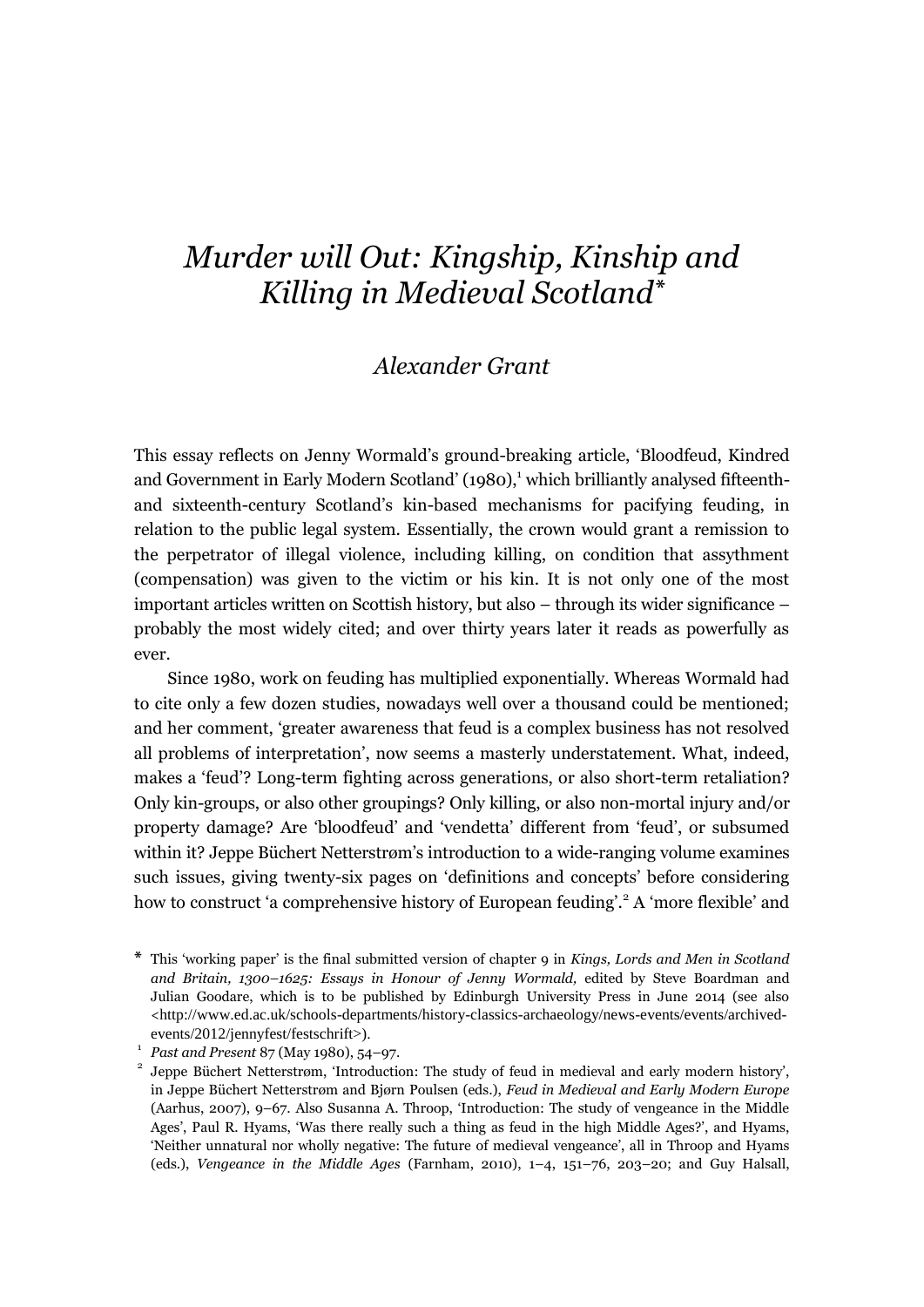# *Murder will Out: Kingship, Kinship and Killing in Medieval Scotland*[*]

*Alexander Grant*

This essay reflects on Jenny Wormald's ground-breaking article, 'Bloodfeud, Kindred and Government in Early Modern Scotland' (1980),[1] which brilliantly analysed fifteenth- and sixteenth-century Scotland's kin-based mechanisms for pacifying feuding, in relation to the public legal system. Essentially, the crown would grant a remission to the perpetrator of illegal violence, including killing, on condition that assythment (compensation) was given to the victim or his kin. It is not only one of the most important articles written on Scottish history, but also – through its wider significance – probably the most widely cited; and over thirty years later it reads as powerfully as ever.

Since 1980, work on feuding has multiplied exponentially. Whereas Wormald had to cite only a few dozen studies, nowadays well over a thousand could be mentioned; and her comment, 'greater awareness that feud is a complex business has not resolved all problems of interpretation', now seems a masterly understatement. What, indeed, makes a 'feud'? Long-term fighting across generations, or also short-term retaliation? Only kin-groups, or also other groupings? Only killing, or also non-mortal injury and/or property damage? Are 'bloodfeud' and 'vendetta' different from 'feud', or subsumed within it? Jeppe Büchert Netterstrøm's introduction to a wide-ranging volume examines such issues, giving twenty-six pages on 'definitions and concepts' before considering how to construct 'a comprehensive history of European feuding'.[2] A 'more flexible' and

---

[*] This 'working paper' is the final submitted version of chapter 9 in *Kings, Lords and Men in Scotland and Britain, 1300–1625: Essays in Honour of Jenny Wormald,* edited by Steve Boardman and Julian Goodare, which is to be published by Edinburgh University Press in June 2014 (see also <http://www.ed.ac.uk/schools-departments/history-classics-archaeology/news-events/events/archived-events/2012/jennyfest/festschrift>).

[1] *Past and Present* 87 (May 1980), 54–97.

[2] Jeppe Büchert Netterstrøm, 'Introduction: The study of feud in medieval and early modern history', in Jeppe Büchert Netterstrøm and Bjørn Poulsen (eds.), *Feud in Medieval and Early Modern Europe* (Aarhus, 2007), 9–67. Also Susanna A. Throop, 'Introduction: The study of vengeance in the Middle Ages', Paul R. Hyams, 'Was there really such a thing as feud in the high Middle Ages?', and Hyams, 'Neither unnatural nor wholly negative: The future of medieval vengeance', all in Throop and Hyams (eds.), *Vengeance in the Middle Ages* (Farnham, 2010), 1–4, 151–76, 203–20; and Guy Halsall,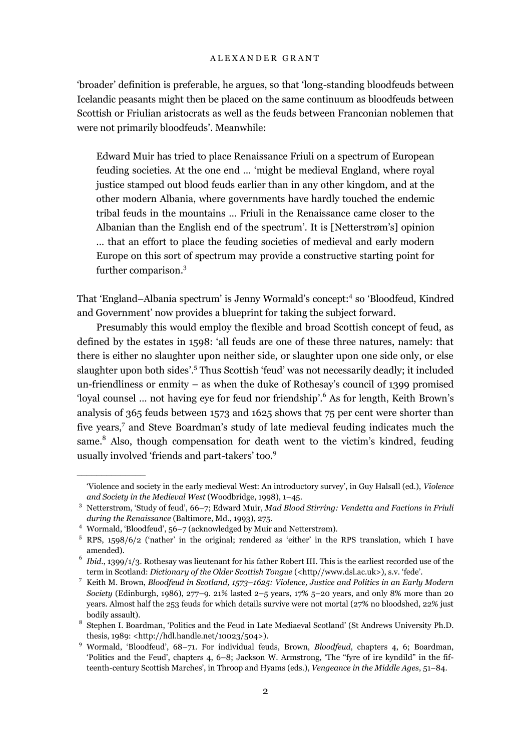'broader' definition is preferable, he argues, so that 'long-standing bloodfeuds between Icelandic peasants might then be placed on the same continuum as bloodfeuds between Scottish or Friulian aristocrats as well as the feuds between Franconian noblemen that were not primarily bloodfeuds'. Meanwhile:

> Edward Muir has tried to place Renaissance Friuli on a spectrum of European feuding societies. At the one end … 'might be medieval England, where royal justice stamped out blood feuds earlier than in any other kingdom, and at the other modern Albania, where governments have hardly touched the endemic tribal feuds in the mountains … Friuli in the Renaissance came closer to the Albanian than the English end of the spectrum'. It is [Netterstrøm's] opinion … that an effort to place the feuding societies of medieval and early modern Europe on this sort of spectrum may provide a constructive starting point for further comparison.[3]

That 'England–Albania spectrum' is Jenny Wormald's concept:[4] so 'Bloodfeud, Kindred and Government' now provides a blueprint for taking the subject forward.

Presumably this would employ the flexible and broad Scottish concept of feud, as defined by the estates in 1598: 'all feuds are one of these three natures, namely: that there is either no slaughter upon neither side, or slaughter upon one side only, or else slaughter upon both sides'.[5] Thus Scottish 'feud' was not necessarily deadly; it included un-friendliness or enmity – as when the duke of Rothesay's council of 1399 promised 'loyal counsel … not having eye for feud nor friendship'.[6] As for length, Keith Brown's analysis of 365 feuds between 1573 and 1625 shows that 75 per cent were shorter than five years,[7] and Steve Boardman's study of late medieval feuding indicates much the same.[8] Also, though compensation for death went to the victim's kindred, feuding usually involved 'friends and part-takers' too.[9]

---

'Violence and society in the early medieval West: An introductory survey', in Guy Halsall (ed.), *Violence and Society in the Medieval West* (Woodbridge, 1998), 1–45.

[3] Netterstrøm, 'Study of feud', 66–7; Edward Muir, *Mad Blood Stirring: Vendetta and Factions in Friuli during the Renaissance* (Baltimore, Md., 1993), 275.

[4] Wormald, 'Bloodfeud', 56–7 (acknowledged by Muir and Netterstrøm).

[5] RPS, 1598/6/2 ('nather' in the original; rendered as 'either' in the RPS translation, which I have amended).

[6] *Ibid*., 1399/1/3. Rothesay was lieutenant for his father Robert III. This is the earliest recorded use of the term in Scotland: *Dictionary of the Older Scottish Tongue* (<http//www.dsl.ac.uk>), s.v. 'fede'.

[7] Keith M. Brown, *Bloodfeud in Scotland, 1573–1625: Violence, Justice and Politics in an Early Modern Society* (Edinburgh, 1986), 277–9. 21% lasted 2–5 years, 17% 5–20 years, and only 8% more than 20 years. Almost half the 253 feuds for which details survive were not mortal (27% no bloodshed, 22% just bodily assault).

[8] Stephen I. Boardman, 'Politics and the Feud in Late Mediaeval Scotland' (St Andrews University Ph.D. thesis, 1989: <http://hdl.handle.net/10023/504>).

[9] Wormald, 'Bloodfeud', 68–71. For individual feuds, Brown, *Bloodfeud*, chapters 4, 6; Boardman, 'Politics and the Feud', chapters 4, 6–8; Jackson W. Armstrong, 'The "fyre of ire kyndild" in the fifteenth-century Scottish Marches', in Throop and Hyams (eds.), *Vengeance in the Middle Ages*, 51–84.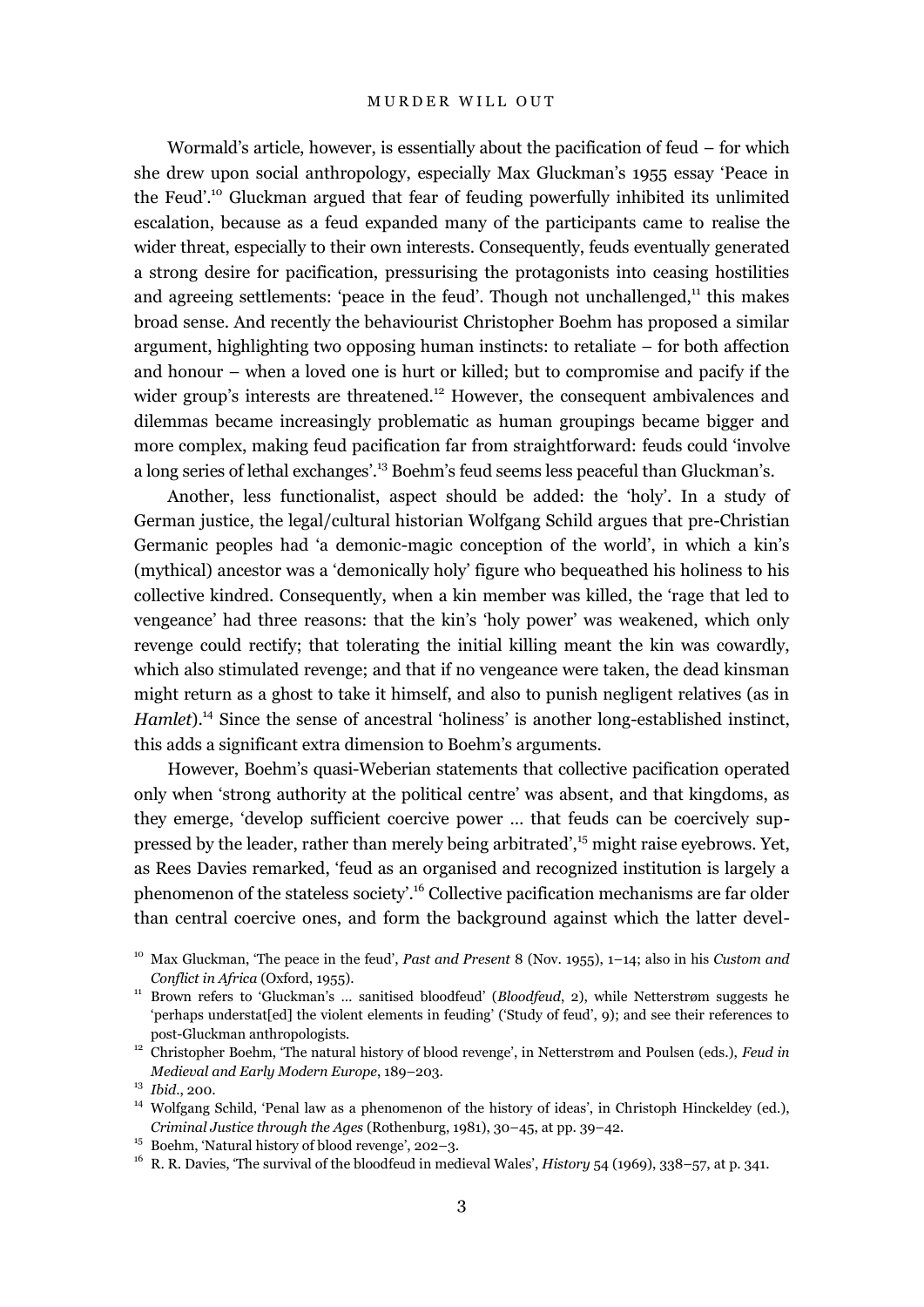Wormald's article, however, is essentially about the pacification of feud – for which she drew upon social anthropology, especially Max Gluckman's 1955 essay 'Peace in the Feud'.[10] Gluckman argued that fear of feuding powerfully inhibited its unlimited escalation, because as a feud expanded many of the participants came to realise the wider threat, especially to their own interests. Consequently, feuds eventually generated a strong desire for pacification, pressurising the protagonists into ceasing hostilities and agreeing settlements: 'peace in the feud'. Though not unchallenged,[11] this makes broad sense. And recently the behaviourist Christopher Boehm has proposed a similar argument, highlighting two opposing human instincts: to retaliate – for both affection and honour – when a loved one is hurt or killed; but to compromise and pacify if the wider group's interests are threatened.[12] However, the consequent ambivalences and dilemmas became increasingly problematic as human groupings became bigger and more complex, making feud pacification far from straightforward: feuds could 'involve a long series of lethal exchanges'.[13] Boehm's feud seems less peaceful than Gluckman's.

Another, less functionalist, aspect should be added: the 'holy'. In a study of German justice, the legal/cultural historian Wolfgang Schild argues that pre-Christian Germanic peoples had 'a demonic-magic conception of the world', in which a kin's (mythical) ancestor was a 'demonically holy' figure who bequeathed his holiness to his collective kindred. Consequently, when a kin member was killed, the 'rage that led to vengeance' had three reasons: that the kin's 'holy power' was weakened, which only revenge could rectify; that tolerating the initial killing meant the kin was cowardly, which also stimulated revenge; and that if no vengeance were taken, the dead kinsman might return as a ghost to take it himself, and also to punish negligent relatives (as in *Hamlet*).[14] Since the sense of ancestral 'holiness' is another long-established instinct, this adds a significant extra dimension to Boehm's arguments.

However, Boehm's quasi-Weberian statements that collective pacification operated only when 'strong authority at the political centre' was absent, and that kingdoms, as they emerge, 'develop sufficient coercive power … that feuds can be coercively suppressed by the leader, rather than merely being arbitrated',[15] might raise eyebrows. Yet, as Rees Davies remarked, 'feud as an organised and recognized institution is largely a phenomenon of the stateless society'.[16] Collective pacification mechanisms are far older than central coercive ones, and form the background against which the latter devel-

[10] Max Gluckman, 'The peace in the feud', *Past and Present* 8 (Nov. 1955), 1–14; also in his *Custom and Conflict in Africa* (Oxford, 1955).

[11] Brown refers to 'Gluckman's … sanitised bloodfeud' (*Bloodfeud*, 2), while Netterstrøm suggests he 'perhaps understat[ed] the violent elements in feuding' ('Study of feud', 9); and see their references to post-Gluckman anthropologists.

[12] Christopher Boehm, 'The natural history of blood revenge', in Netterstrøm and Poulsen (eds.), *Feud in Medieval and Early Modern Europe*, 189–203.

[13] *Ibid*., 200.

[14] Wolfgang Schild, 'Penal law as a phenomenon of the history of ideas', in Christoph Hinckeldey (ed.), *Criminal Justice through the Ages* (Rothenburg, 1981), 30–45, at pp. 39–42.

[15] Boehm, 'Natural history of blood revenge', 202–3.

[16] R. R. Davies, 'The survival of the bloodfeud in medieval Wales', *History* 54 (1969), 338–57, at p. 341.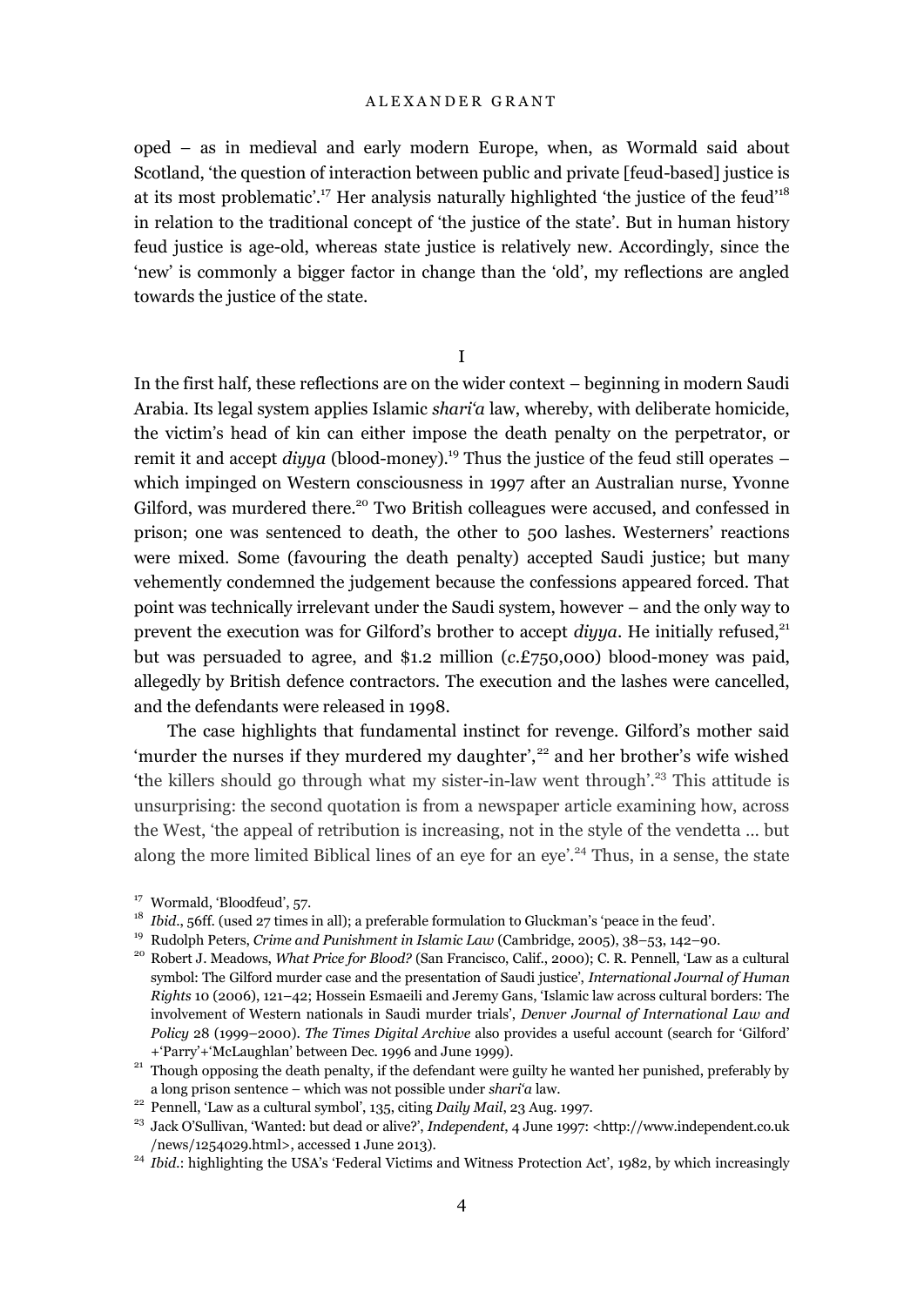oped – as in medieval and early modern Europe, when, as Wormald said about Scotland, 'the question of interaction between public and private [feud-based] justice is at its most problematic'.[17] Her analysis naturally highlighted 'the justice of the feud'[18] in relation to the traditional concept of 'the justice of the state'. But in human history feud justice is age-old, whereas state justice is relatively new. Accordingly, since the 'new' is commonly a bigger factor in change than the 'old', my reflections are angled towards the justice of the state.

## I

In the first half, these reflections are on the wider context – beginning in modern Saudi Arabia. Its legal system applies Islamic *shari'a* law, whereby, with deliberate homicide, the victim's head of kin can either impose the death penalty on the perpetrator, or remit it and accept *diyya* (blood-money).[19] Thus the justice of the feud still operates – which impinged on Western consciousness in 1997 after an Australian nurse, Yvonne Gilford, was murdered there.[20] Two British colleagues were accused, and confessed in prison; one was sentenced to death, the other to 500 lashes. Westerners' reactions were mixed. Some (favouring the death penalty) accepted Saudi justice; but many vehemently condemned the judgement because the confessions appeared forced. That point was technically irrelevant under the Saudi system, however – and the only way to prevent the execution was for Gilford's brother to accept *diyya*. He initially refused,[21] but was persuaded to agree, and $1.2 million (*c.*£750,000) blood-money was paid, allegedly by British defence contractors. The execution and the lashes were cancelled, and the defendants were released in 1998.

The case highlights that fundamental instinct for revenge. Gilford's mother said 'murder the nurses if they murdered my daughter',[22] and her brother's wife wished 'the killers should go through what my sister-in-law went through'.[23] This attitude is unsurprising: the second quotation is from a newspaper article examining how, across the West, 'the appeal of retribution is increasing, not in the style of the vendetta ... but along the more limited Biblical lines of an eye for an eye'.[24] Thus, in a sense, the state

---

[17] Wormald, 'Bloodfeud', 57.

[18] *Ibid.*, 56ff. (used 27 times in all); a preferable formulation to Gluckman's 'peace in the feud'.

[19] Rudolph Peters, *Crime and Punishment in Islamic Law* (Cambridge, 2005), 38–53, 142–90.

[20] Robert J. Meadows, *What Price for Blood?* (San Francisco, Calif., 2000); C. R. Pennell, 'Law as a cultural symbol: The Gilford murder case and the presentation of Saudi justice', *International Journal of Human Rights* 10 (2006), 121–42; Hossein Esmaeili and Jeremy Gans, 'Islamic law across cultural borders: The involvement of Western nationals in Saudi murder trials', *Denver Journal of International Law and Policy* 28 (1999–2000). *The Times Digital Archive* also provides a useful account (search for 'Gilford' +'Parry'+'McLaughlan' between Dec. 1996 and June 1999).

[21] Though opposing the death penalty, if the defendant were guilty he wanted her punished, preferably by a long prison sentence – which was not possible under *shari'a* law.

[22] Pennell, 'Law as a cultural symbol', 135, citing *Daily Mail*, 23 Aug. 1997.

[23] Jack O'Sullivan, 'Wanted: but dead or alive?', *Independent*, 4 June 1997: <http://www.independent.co.uk/news/1254029.html>, accessed 1 June 2013).

[24] *Ibid.*: highlighting the USA's 'Federal Victims and Witness Protection Act', 1982, by which increasingly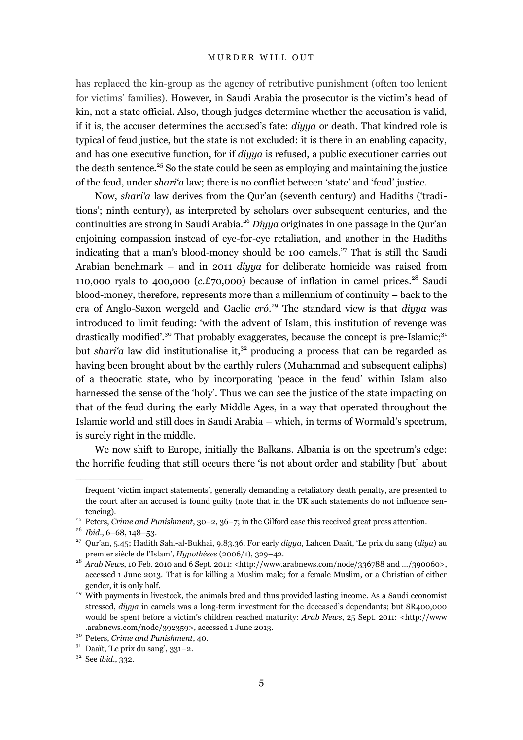has replaced the kin-group as the agency of retributive punishment (often too lenient for victims' families). However, in Saudi Arabia the prosecutor is the victim's head of kin, not a state official. Also, though judges determine whether the accusation is valid, if it is, the accuser determines the accused's fate: *diyya* or death. That kindred role is typical of feud justice, but the state is not excluded: it is there in an enabling capacity, and has one executive function, for if *diyya* is refused, a public executioner carries out the death sentence.[25] So the state could be seen as employing and maintaining the justice of the feud, under *shari'a* law; there is no conflict between 'state' and 'feud' justice.

Now, *shari'a* law derives from the Qur'an (seventh century) and Hadiths ('traditions'; ninth century), as interpreted by scholars over subsequent centuries, and the continuities are strong in Saudi Arabia.[26] *Diyya* originates in one passage in the Qur'an enjoining compassion instead of eye-for-eye retaliation, and another in the Hadiths indicating that a man's blood-money should be 100 camels.[27] That is still the Saudi Arabian benchmark – and in 2011 *diyya* for deliberate homicide was raised from 110,000 ryals to 400,000 (*c.*£70,000) because of inflation in camel prices.[28] Saudi blood-money, therefore, represents more than a millennium of continuity – back to the era of Anglo-Saxon wergeld and Gaelic *cró*.[29] The standard view is that *diyya* was introduced to limit feuding: 'with the advent of Islam, this institution of revenge was drastically modified'.[30] That probably exaggerates, because the concept is pre-Islamic;[31] but *shari'a* law did institutionalise it,[32] producing a process that can be regarded as having been brought about by the earthly rulers (Muhammad and subsequent caliphs) of a theocratic state, who by incorporating 'peace in the feud' within Islam also harnessed the sense of the 'holy'. Thus we can see the justice of the state impacting on that of the feud during the early Middle Ages, in a way that operated throughout the Islamic world and still does in Saudi Arabia – which, in terms of Wormald's spectrum, is surely right in the middle.

We now shift to Europe, initially the Balkans. Albania is on the spectrum's edge: the horrific feuding that still occurs there 'is not about order and stability [but] about

---

frequent 'victim impact statements', generally demanding a retaliatory death penalty, are presented to the court after an accused is found guilty (note that in the UK such statements do not influence sentencing).

[25] Peters, *Crime and Punishment*, 30–2, 36–7; in the Gilford case this received great press attention.

[26] *Ibid.*, 6–68, 148–53.

[27] Qur'an, 5.45; Hadith Sahi-al-Bukhai, 9.83.36. For early *diyya*, Lahcen Daaït, 'Le prix du sang (*diya*) au premier siècle de l'Islam', *Hypothèses* (2006/1), 329–42.

[28] *Arab News*, 10 Feb. 2010 and 6 Sept. 2011: <http://www.arabnews.com/node/336788 and …/390060>, accessed 1 June 2013. That is for killing a Muslim male; for a female Muslim, or a Christian of either gender, it is only half.

[29] With payments in livestock, the animals bred and thus provided lasting income. As a Saudi economist stressed, *diyya* in camels was a long-term investment for the deceased's dependants; but SR400,000 would be spent before a victim's children reached maturity: *Arab News*, 25 Sept. 2011: <http://www.arabnews.com/node/392359>, accessed 1 June 2013.

[30] Peters, *Crime and Punishment*, 40.

[31] Daaït, 'Le prix du sang', 331–2.

[32] See *ibid.*, 332.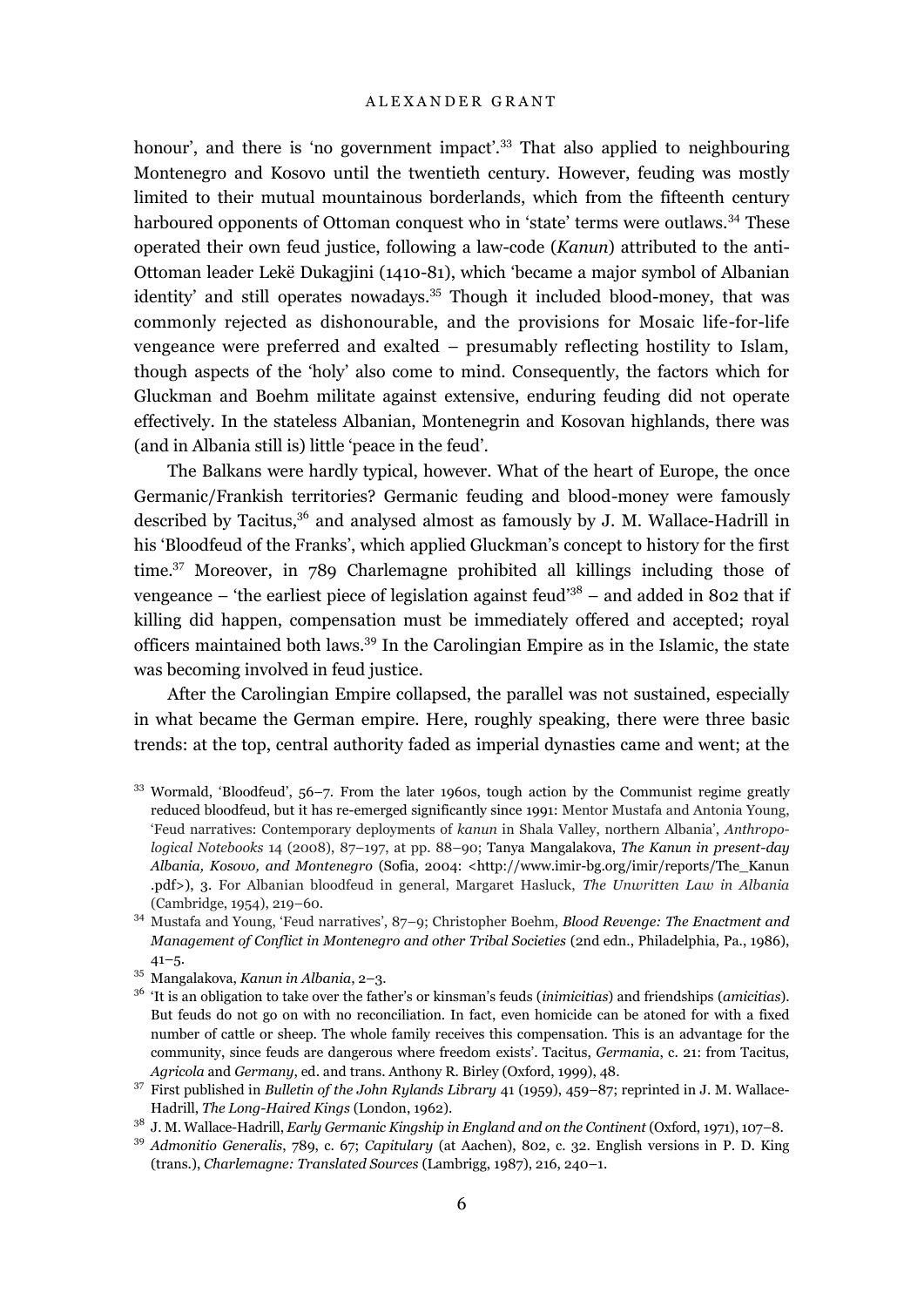honour', and there is 'no government impact'.[33] That also applied to neighbouring Montenegro and Kosovo until the twentieth century. However, feuding was mostly limited to their mutual mountainous borderlands, which from the fifteenth century harboured opponents of Ottoman conquest who in 'state' terms were outlaws.[34] These operated their own feud justice, following a law-code (*Kanun*) attributed to the anti-Ottoman leader Lekë Dukagjini (1410-81), which 'became a major symbol of Albanian identity' and still operates nowadays.[35] Though it included blood-money, that was commonly rejected as dishonourable, and the provisions for Mosaic life-for-life vengeance were preferred and exalted – presumably reflecting hostility to Islam, though aspects of the 'holy' also come to mind. Consequently, the factors which for Gluckman and Boehm militate against extensive, enduring feuding did not operate effectively. In the stateless Albanian, Montenegrin and Kosovan highlands, there was (and in Albania still is) little 'peace in the feud'.

The Balkans were hardly typical, however. What of the heart of Europe, the once Germanic/Frankish territories? Germanic feuding and blood-money were famously described by Tacitus,[36] and analysed almost as famously by J. M. Wallace-Hadrill in his 'Bloodfeud of the Franks', which applied Gluckman's concept to history for the first time.[37] Moreover, in 789 Charlemagne prohibited all killings including those of vengeance – 'the earliest piece of legislation against feud'[38] – and added in 802 that if killing did happen, compensation must be immediately offered and accepted; royal officers maintained both laws.[39] In the Carolingian Empire as in the Islamic, the state was becoming involved in feud justice.

After the Carolingian Empire collapsed, the parallel was not sustained, especially in what became the German empire. Here, roughly speaking, there were three basic trends: at the top, central authority faded as imperial dynasties came and went; at the

[33] Wormald, 'Bloodfeud', 56–7. From the later 1960s, tough action by the Communist regime greatly reduced bloodfeud, but it has re-emerged significantly since 1991: Mentor Mustafa and Antonia Young, 'Feud narratives: Contemporary deployments of *kanun* in Shala Valley, northern Albania', *Anthropological Notebooks* 14 (2008), 87–197, at pp. 88–90; Tanya Mangalakova, *The Kanun in present-day Albania, Kosovo, and Montenegro* (Sofia, 2004: <http://www.imir-bg.org/imir/reports/The_Kanun.pdf>), 3. For Albanian bloodfeud in general, Margaret Hasluck, *The Unwritten Law in Albania* (Cambridge, 1954), 219–60.

[34] Mustafa and Young, 'Feud narratives', 87–9; Christopher Boehm, *Blood Revenge: The Enactment and Management of Conflict in Montenegro and other Tribal Societies* (2nd edn., Philadelphia, Pa., 1986), 41–5.

[35] Mangalakova, *Kanun in Albania*, 2–3.

[36] 'It is an obligation to take over the father's or kinsman's feuds (*inimicitias*) and friendships (*amicitias*). But feuds do not go on with no reconciliation. In fact, even homicide can be atoned for with a fixed number of cattle or sheep. The whole family receives this compensation. This is an advantage for the community, since feuds are dangerous where freedom exists'. Tacitus, *Germania*, c. 21: from Tacitus, *Agricola* and *Germany*, ed. and trans. Anthony R. Birley (Oxford, 1999), 48.

[37] First published in *Bulletin of the John Rylands Library* 41 (1959), 459–87; reprinted in J. M. Wallace-Hadrill, *The Long-Haired Kings* (London, 1962).

[38] J. M. Wallace-Hadrill, *Early Germanic Kingship in England and on the Continent* (Oxford, 1971), 107–8.

[39] *Admonitio Generalis*, 789, c. 67; *Capitulary* (at Aachen), 802, c. 32. English versions in P. D. King (trans.), *Charlemagne: Translated Sources* (Lambrigg, 1987), 216, 240–1.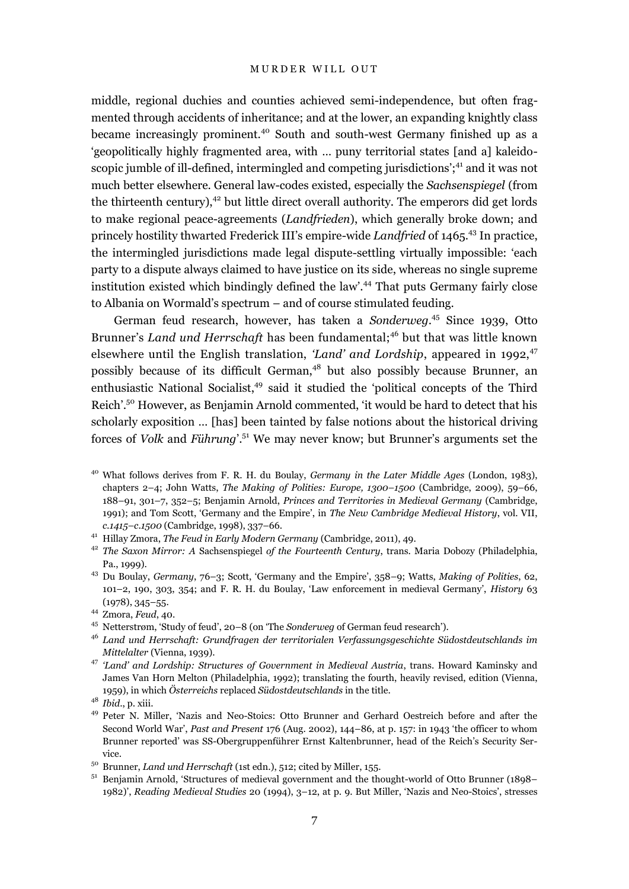middle, regional duchies and counties achieved semi-independence, but often fragmented through accidents of inheritance; and at the lower, an expanding knightly class became increasingly prominent.[40] South and south-west Germany finished up as a 'geopolitically highly fragmented area, with … puny territorial states [and a] kaleidoscopic jumble of ill-defined, intermingled and competing jurisdictions';[41] and it was not much better elsewhere. General law-codes existed, especially the *Sachsenspiegel* (from the thirteenth century),[42] but little direct overall authority. The emperors did get lords to make regional peace-agreements (*Landfrieden*), which generally broke down; and princely hostility thwarted Frederick III's empire-wide *Landfried* of 1465.[43] In practice, the intermingled jurisdictions made legal dispute-settling virtually impossible: 'each party to a dispute always claimed to have justice on its side, whereas no single supreme institution existed which bindingly defined the law'.[44] That puts Germany fairly close to Albania on Wormald's spectrum – and of course stimulated feuding.

German feud research, however, has taken a *Sonderweg*.[45] Since 1939, Otto Brunner's *Land und Herrschaft* has been fundamental;[46] but that was little known elsewhere until the English translation, *'Land' and Lordship*, appeared in 1992,[47] possibly because of its difficult German,[48] but also possibly because Brunner, an enthusiastic National Socialist,[49] said it studied the 'political concepts of the Third Reich'.[50] However, as Benjamin Arnold commented, 'it would be hard to detect that his scholarly exposition … [has] been tainted by false notions about the historical driving forces of *Volk* and *Führung*'.[51] We may never know; but Brunner's arguments set the

[40] What follows derives from F. R. H. du Boulay, *Germany in the Later Middle Ages* (London, 1983), chapters 2–4; John Watts, *The Making of Polities: Europe, 1300–1500* (Cambridge, 2009), 59–66, 188–91, 301–7, 352–5; Benjamin Arnold, *Princes and Territories in Medieval Germany* (Cambridge, 1991); and Tom Scott, 'Germany and the Empire', in *The New Cambridge Medieval History*, vol. VII, *c.1415–c.1500* (Cambridge, 1998), 337–66.

[41] Hillay Zmora, *The Feud in Early Modern Germany* (Cambridge, 2011), 49.

[42] *The Saxon Mirror: A* Sachsenspiegel *of the Fourteenth Century*, trans. Maria Dobozy (Philadelphia, Pa., 1999).

[43] Du Boulay, *Germany*, 76–3; Scott, 'Germany and the Empire', 358–9; Watts, *Making of Polities*, 62, 101–2, 190, 303, 354; and F. R. H. du Boulay, 'Law enforcement in medieval Germany', *History* 63 (1978), 345–55.

[44] Zmora, *Feud*, 40.

[45] Netterstrøm, 'Study of feud', 20–8 (on 'The *Sonderweg* of German feud research').

[46] *Land und Herrschaft: Grundfragen der territorialen Verfassungsgeschichte Südostdeutschlands im Mittelalter* (Vienna, 1939).

[47] *'Land' and Lordship: Structures of Government in Medieval Austria*, trans. Howard Kaminsky and James Van Horn Melton (Philadelphia, 1992); translating the fourth, heavily revised, edition (Vienna, 1959), in which *Österreichs* replaced *Südostdeutschlands* in the title.

[48] *Ibid*., p. xiii.

[49] Peter N. Miller, 'Nazis and Neo-Stoics: Otto Brunner and Gerhard Oestreich before and after the Second World War', *Past and Present* 176 (Aug. 2002), 144–86, at p. 157: in 1943 'the officer to whom Brunner reported' was SS-Obergruppenführer Ernst Kaltenbrunner, head of the Reich's Security Service.

[50] Brunner, *Land und Herrschaft* (1st edn.), 512; cited by Miller, 155.

[51] Benjamin Arnold, 'Structures of medieval government and the thought-world of Otto Brunner (1898–1982)', *Reading Medieval Studies* 20 (1994), 3–12, at p. 9. But Miller, 'Nazis and Neo-Stoics', stresses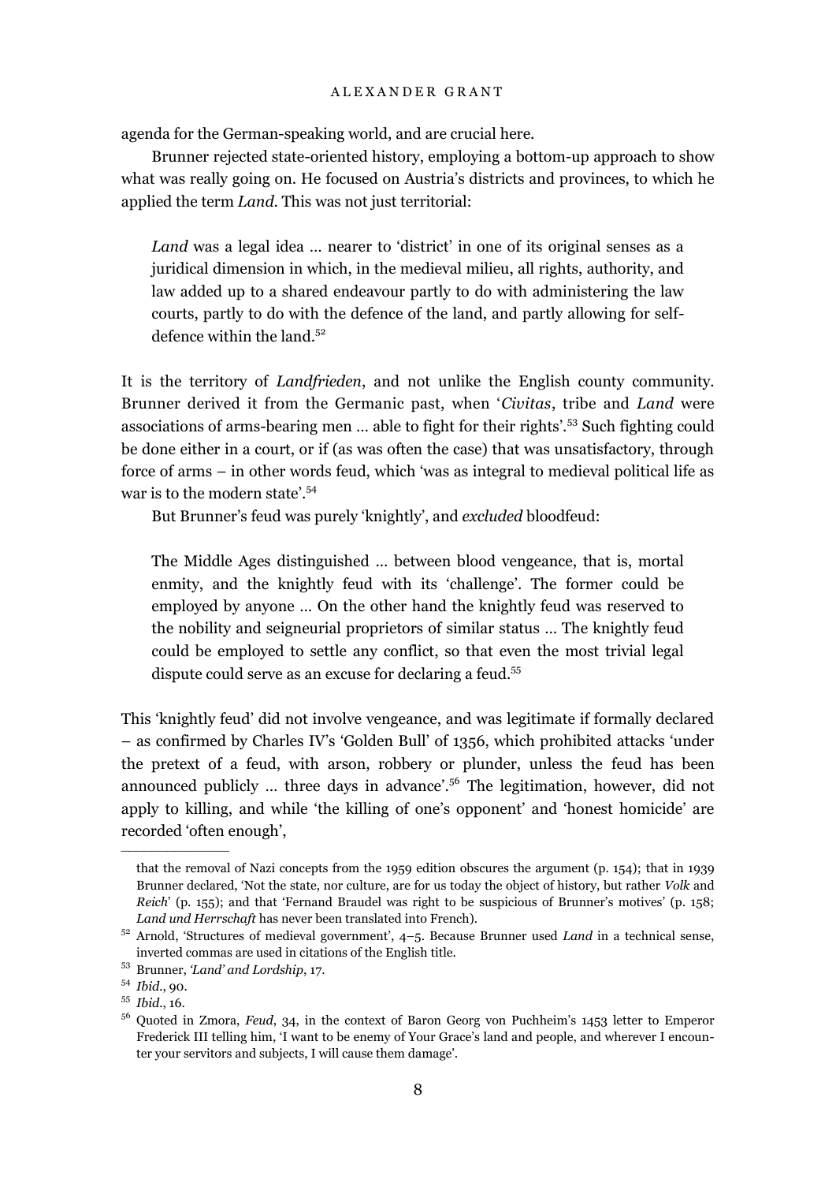agenda for the German-speaking world, and are crucial here.

Brunner rejected state-oriented history, employing a bottom-up approach to show what was really going on. He focused on Austria's districts and provinces, to which he applied the term *Land*. This was not just territorial:

> *Land* was a legal idea … nearer to 'district' in one of its original senses as a juridical dimension in which, in the medieval milieu, all rights, authority, and law added up to a shared endeavour partly to do with administering the law courts, partly to do with the defence of the land, and partly allowing for self-defence within the land.[52]

It is the territory of *Landfrieden*, and not unlike the English county community. Brunner derived it from the Germanic past, when '*Civitas*, tribe and *Land* were associations of arms-bearing men … able to fight for their rights'.[53] Such fighting could be done either in a court, or if (as was often the case) that was unsatisfactory, through force of arms – in other words feud, which 'was as integral to medieval political life as war is to the modern state'.[54]

But Brunner's feud was purely 'knightly', and *excluded* bloodfeud:

> The Middle Ages distinguished … between blood vengeance, that is, mortal enmity, and the knightly feud with its 'challenge'. The former could be employed by anyone … On the other hand the knightly feud was reserved to the nobility and seigneurial proprietors of similar status … The knightly feud could be employed to settle any conflict, so that even the most trivial legal dispute could serve as an excuse for declaring a feud.[55]

This 'knightly feud' did not involve vengeance, and was legitimate if formally declared – as confirmed by Charles IV's 'Golden Bull' of 1356, which prohibited attacks 'under the pretext of a feud, with arson, robbery or plunder, unless the feud has been announced publicly … three days in advance'.[56] The legitimation, however, did not apply to killing, and while 'the killing of one's opponent' and 'honest homicide' are recorded 'often enough',

---

that the removal of Nazi concepts from the 1959 edition obscures the argument (p. 154); that in 1939 Brunner declared, 'Not the state, nor culture, are for us today the object of history, but rather *Volk* and *Reich*' (p. 155); and that 'Fernand Braudel was right to be suspicious of Brunner's motives' (p. 158; *Land und Herrschaft* has never been translated into French).

[52] Arnold, 'Structures of medieval government', 4–5. Because Brunner used *Land* in a technical sense, inverted commas are used in citations of the English title.

[53] Brunner, *'Land' and Lordship*, 17.

[54] *Ibid.*, 90.

[55] *Ibid.*, 16.

[56] Quoted in Zmora, *Feud*, 34, in the context of Baron Georg von Puchheim's 1453 letter to Emperor Frederick III telling him, 'I want to be enemy of Your Grace's land and people, and wherever I encounter your servitors and subjects, I will cause them damage'.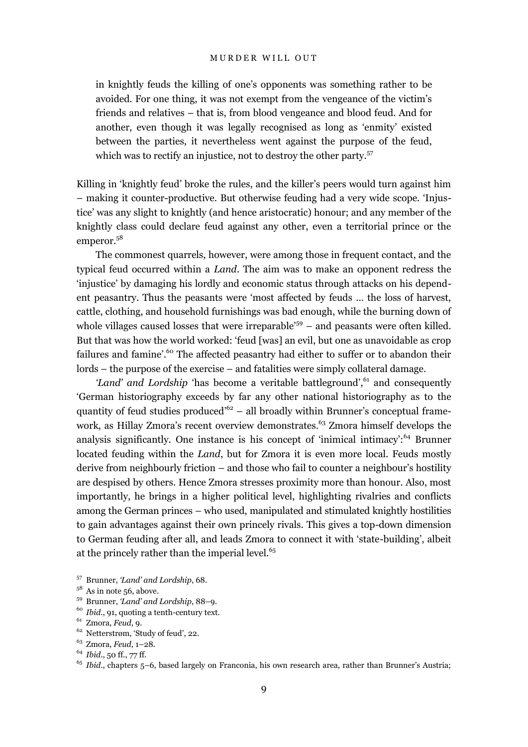> in knightly feuds the killing of one's opponents was something rather to be avoided. For one thing, it was not exempt from the vengeance of the victim's friends and relatives – that is, from blood vengeance and blood feud. And for another, even though it was legally recognised as long as 'enmity' existed between the parties, it nevertheless went against the purpose of the feud, which was to rectify an injustice, not to destroy the other party.[57]

Killing in 'knightly feud' broke the rules, and the killer's peers would turn against him – making it counter-productive. But otherwise feuding had a very wide scope. 'Injustice' was any slight to knightly (and hence aristocratic) honour; and any member of the knightly class could declare feud against any other, even a territorial prince or the emperor.[58]

The commonest quarrels, however, were among those in frequent contact, and the typical feud occurred within a *Land*. The aim was to make an opponent redress the 'injustice' by damaging his lordly and economic status through attacks on his dependent peasantry. Thus the peasants were 'most affected by feuds … the loss of harvest, cattle, clothing, and household furnishings was bad enough, while the burning down of whole villages caused losses that were irreparable'[59] – and peasants were often killed. But that was how the world worked: 'feud [was] an evil, but one as unavoidable as crop failures and famine'.[60] The affected peasantry had either to suffer or to abandon their lords – the purpose of the exercise – and fatalities were simply collateral damage.

*'Land' and Lordship* 'has become a veritable battleground',[61] and consequently 'German historiography exceeds by far any other national historiography as to the quantity of feud studies produced'[62] – all broadly within Brunner's conceptual framework, as Hillay Zmora's recent overview demonstrates.[63] Zmora himself develops the analysis significantly. One instance is his concept of 'inimical intimacy':[64] Brunner located feuding within the *Land*, but for Zmora it is even more local. Feuds mostly derive from neighbourly friction – and those who fail to counter a neighbour's hostility are despised by others. Hence Zmora stresses proximity more than honour. Also, most importantly, he brings in a higher political level, highlighting rivalries and conflicts among the German princes – who used, manipulated and stimulated knightly hostilities to gain advantages against their own princely rivals. This gives a top-down dimension to German feuding after all, and leads Zmora to connect it with 'state-building', albeit at the princely rather than the imperial level.[65]

---

[57] Brunner, *'Land' and Lordship*, 68.

[58] As in note 56, above.

[59] Brunner, *'Land' and Lordship*, 88–9.

[60] *Ibid.*, 91, quoting a tenth-century text.

[61] Zmora, *Feud*, 9.

[62] Netterstrøm, 'Study of feud', 22.

[63] Zmora, *Feud*, 1–28.

[64] *Ibid.*, 50 ff., 77 ff.

[65] *Ibid.*, chapters 5–6, based largely on Franconia, his own research area, rather than Brunner's Austria;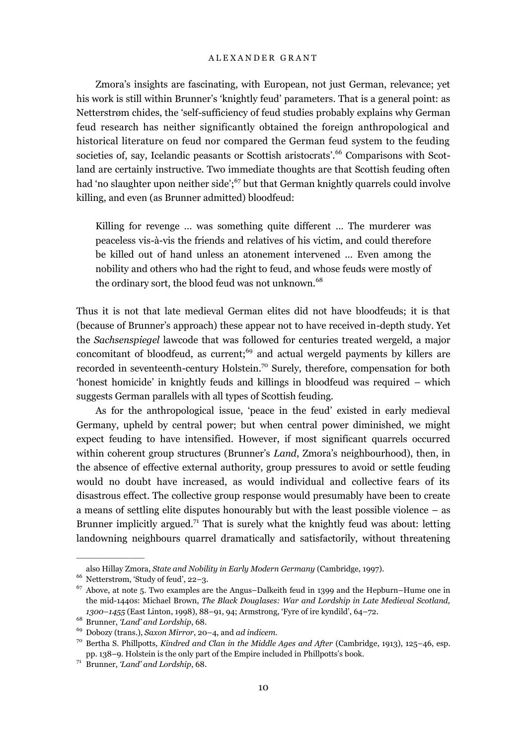Zmora's insights are fascinating, with European, not just German, relevance; yet his work is still within Brunner's 'knightly feud' parameters. That is a general point: as Netterstrøm chides, the 'self-sufficiency of feud studies probably explains why German feud research has neither significantly obtained the foreign anthropological and historical literature on feud nor compared the German feud system to the feuding societies of, say, Icelandic peasants or Scottish aristocrats'.[66] Comparisons with Scotland are certainly instructive. Two immediate thoughts are that Scottish feuding often had 'no slaughter upon neither side';[67] but that German knightly quarrels could involve killing, and even (as Brunner admitted) bloodfeud:

> Killing for revenge … was something quite different … The murderer was peaceless vis-à-vis the friends and relatives of his victim, and could therefore be killed out of hand unless an atonement intervened … Even among the nobility and others who had the right to feud, and whose feuds were mostly of the ordinary sort, the blood feud was not unknown.[68]

Thus it is not that late medieval German elites did not have bloodfeuds; it is that (because of Brunner's approach) these appear not to have received in-depth study. Yet the *Sachsenspiegel* lawcode that was followed for centuries treated wergeld, a major concomitant of bloodfeud, as current;[69] and actual wergeld payments by killers are recorded in seventeenth-century Holstein.[70] Surely, therefore, compensation for both 'honest homicide' in knightly feuds and killings in bloodfeud was required – which suggests German parallels with all types of Scottish feuding.

As for the anthropological issue, 'peace in the feud' existed in early medieval Germany, upheld by central power; but when central power diminished, we might expect feuding to have intensified. However, if most significant quarrels occurred within coherent group structures (Brunner's *Land*, Zmora's neighbourhood), then, in the absence of effective external authority, group pressures to avoid or settle feuding would no doubt have increased, as would individual and collective fears of its disastrous effect. The collective group response would presumably have been to create a means of settling elite disputes honourably but with the least possible violence – as Brunner implicitly argued.[71] That is surely what the knightly feud was about: letting landowning neighbours quarrel dramatically and satisfactorily, without threatening

---

also Hillay Zmora, *State and Nobility in Early Modern Germany* (Cambridge, 1997).

[66] Netterstrøm, 'Study of feud', 22–3.

[67] Above, at note 5. Two examples are the Angus–Dalkeith feud in 1399 and the Hepburn–Hume one in the mid-1440s: Michael Brown, *The Black Douglases: War and Lordship in Late Medieval Scotland, 1300–1455* (East Linton, 1998), 88–91, 94; Armstrong, 'Fyre of ire kyndild', 64–72.

[68] Brunner, *'Land' and Lordship*, 68.

[69] Dobozy (trans.), *Saxon Mirror*, 20–4, and *ad indicem*.

[70] Bertha S. Phillpotts, *Kindred and Clan in the Middle Ages and After* (Cambridge, 1913), 125–46, esp. pp. 138–9. Holstein is the only part of the Empire included in Phillpotts's book.

[71] Brunner, *'Land' and Lordship*, 68.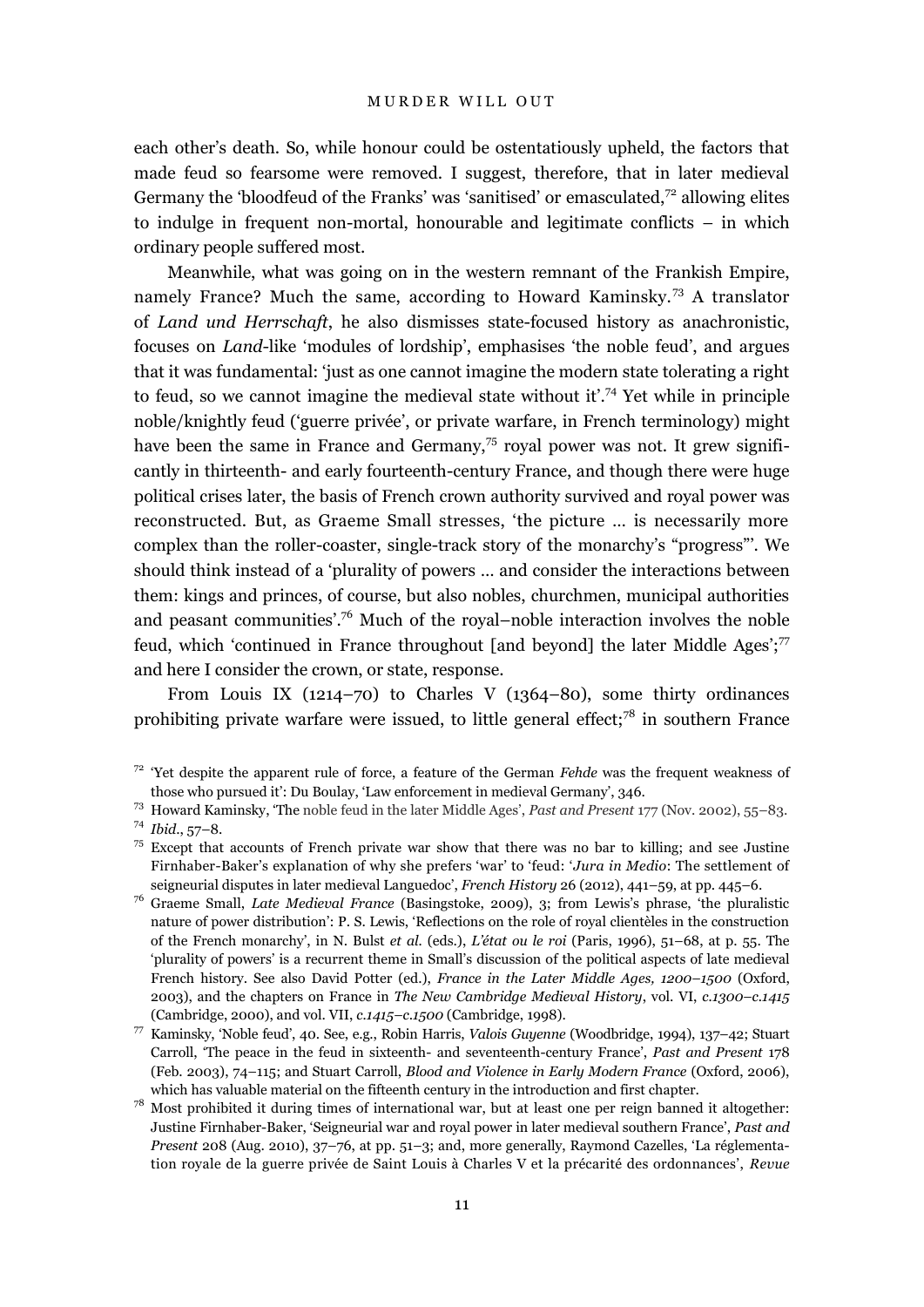each other's death. So, while honour could be ostentatiously upheld, the factors that made feud so fearsome were removed. I suggest, therefore, that in later medieval Germany the 'bloodfeud of the Franks' was 'sanitised' or emasculated,[72] allowing elites to indulge in frequent non-mortal, honourable and legitimate conflicts – in which ordinary people suffered most.

Meanwhile, what was going on in the western remnant of the Frankish Empire, namely France? Much the same, according to Howard Kaminsky.[73] A translator of *Land und Herrschaft*, he also dismisses state-focused history as anachronistic, focuses on *Land*-like 'modules of lordship', emphasises 'the noble feud', and argues that it was fundamental: 'just as one cannot imagine the modern state tolerating a right to feud, so we cannot imagine the medieval state without it'.[74] Yet while in principle noble/knightly feud ('guerre privée', or private warfare, in French terminology) might have been the same in France and Germany,[75] royal power was not. It grew significantly in thirteenth- and early fourteenth-century France, and though there were huge political crises later, the basis of French crown authority survived and royal power was reconstructed. But, as Graeme Small stresses, 'the picture … is necessarily more complex than the roller-coaster, single-track story of the monarchy's "progress"'. We should think instead of a 'plurality of powers … and consider the interactions between them: kings and princes, of course, but also nobles, churchmen, municipal authorities and peasant communities'.[76] Much of the royal–noble interaction involves the noble feud, which 'continued in France throughout [and beyond] the later Middle Ages';[77] and here I consider the crown, or state, response.

From Louis IX (1214–70) to Charles V (1364–80), some thirty ordinances prohibiting private warfare were issued, to little general effect;[78] in southern France

[72] 'Yet despite the apparent rule of force, a feature of the German *Fehde* was the frequent weakness of those who pursued it': Du Boulay, 'Law enforcement in medieval Germany', 346.

[73] Howard Kaminsky, 'The noble feud in the later Middle Ages', *Past and Present* 177 (Nov. 2002), 55–83.

[74] *Ibid*., 57–8.

[75] Except that accounts of French private war show that there was no bar to killing; and see Justine Firnhaber-Baker's explanation of why she prefers 'war' to 'feud: '*Jura in Medio*: The settlement of seigneurial disputes in later medieval Languedoc', *French History* 26 (2012), 441–59, at pp. 445–6.

[76] Graeme Small, *Late Medieval France* (Basingstoke, 2009), 3; from Lewis's phrase, 'the pluralistic nature of power distribution': P. S. Lewis, 'Reflections on the role of royal clientèles in the construction of the French monarchy', in N. Bulst *et al.* (eds.), *L'état ou le roi* (Paris, 1996), 51–68, at p. 55. The 'plurality of powers' is a recurrent theme in Small's discussion of the political aspects of late medieval French history. See also David Potter (ed.), *France in the Later Middle Ages, 1200–1500* (Oxford, 2003), and the chapters on France in *The New Cambridge Medieval History*, vol. VI, *c.1300–c.1415* (Cambridge, 2000), and vol. VII, *c.1415–c.1500* (Cambridge, 1998).

[77] Kaminsky, 'Noble feud', 40. See, e.g., Robin Harris, *Valois Guyenne* (Woodbridge, 1994), 137–42; Stuart Carroll, 'The peace in the feud in sixteenth- and seventeenth-century France', *Past and Present* 178 (Feb. 2003), 74–115; and Stuart Carroll, *Blood and Violence in Early Modern France* (Oxford, 2006), which has valuable material on the fifteenth century in the introduction and first chapter.

[78] Most prohibited it during times of international war, but at least one per reign banned it altogether: Justine Firnhaber-Baker, 'Seigneurial war and royal power in later medieval southern France', *Past and Present* 208 (Aug. 2010), 37–76, at pp. 51–3; and, more generally, Raymond Cazelles, 'La réglementation royale de la guerre privée de Saint Louis à Charles V et la précarité des ordonnances', *Revue*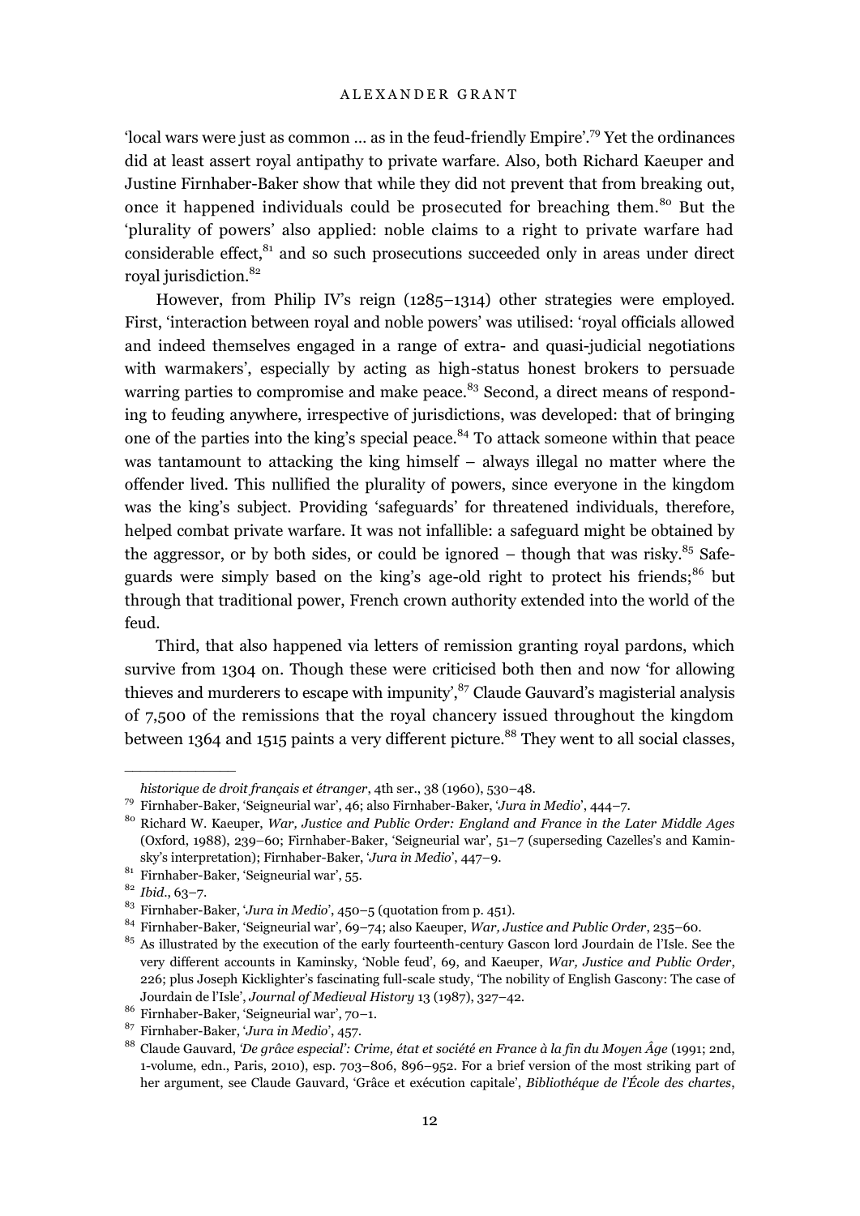'local wars were just as common … as in the feud-friendly Empire'.[79] Yet the ordinances did at least assert royal antipathy to private warfare. Also, both Richard Kaeuper and Justine Firnhaber-Baker show that while they did not prevent that from breaking out, once it happened individuals could be prosecuted for breaching them.[80] But the 'plurality of powers' also applied: noble claims to a right to private warfare had considerable effect,[81] and so such prosecutions succeeded only in areas under direct royal jurisdiction.[82]

However, from Philip IV's reign (1285–1314) other strategies were employed. First, 'interaction between royal and noble powers' was utilised: 'royal officials allowed and indeed themselves engaged in a range of extra- and quasi-judicial negotiations with warmakers', especially by acting as high-status honest brokers to persuade warring parties to compromise and make peace.[83] Second, a direct means of responding to feuding anywhere, irrespective of jurisdictions, was developed: that of bringing one of the parties into the king's special peace.[84] To attack someone within that peace was tantamount to attacking the king himself – always illegal no matter where the offender lived. This nullified the plurality of powers, since everyone in the kingdom was the king's subject. Providing 'safeguards' for threatened individuals, therefore, helped combat private warfare. It was not infallible: a safeguard might be obtained by the aggressor, or by both sides, or could be ignored – though that was risky.[85] Safeguards were simply based on the king's age-old right to protect his friends;[86] but through that traditional power, French crown authority extended into the world of the feud.

Third, that also happened via letters of remission granting royal pardons, which survive from 1304 on. Though these were criticised both then and now 'for allowing thieves and murderers to escape with impunity',[87] Claude Gauvard's magisterial analysis of 7,500 of the remissions that the royal chancery issued throughout the kingdom between 1364 and 1515 paints a very different picture.[88] They went to all social classes,

---

*historique de droit français et étranger*, 4th ser., 38 (1960), 530–48.

[79] Firnhaber-Baker, 'Seigneurial war', 46; also Firnhaber-Baker, '*Jura in Medio*', 444–7.

[80] Richard W. Kaeuper, *War, Justice and Public Order: England and France in the Later Middle Ages* (Oxford, 1988), 239–60; Firnhaber-Baker, 'Seigneurial war', 51–7 (superseding Cazelles's and Kaminsky's interpretation); Firnhaber-Baker, '*Jura in Medio*', 447–9.

[81] Firnhaber-Baker, 'Seigneurial war', 55.

[82] *Ibid*., 63–7.

[83] Firnhaber-Baker, '*Jura in Medio*', 450–5 (quotation from p. 451).

[84] Firnhaber-Baker, 'Seigneurial war', 69–74; also Kaeuper, *War, Justice and Public Order*, 235–60.

[85] As illustrated by the execution of the early fourteenth-century Gascon lord Jourdain de l'Isle. See the very different accounts in Kaminsky, 'Noble feud', 69, and Kaeuper, *War, Justice and Public Order*, 226; plus Joseph Kicklighter's fascinating full-scale study, 'The nobility of English Gascony: The case of Jourdain de l'Isle', *Journal of Medieval History* 13 (1987), 327–42.

[86] Firnhaber-Baker, 'Seigneurial war', 70–1.

[87] Firnhaber-Baker, '*Jura in Medio*', 457.

[88] Claude Gauvard, *'De grâce especial': Crime, état et société en France à la fin du Moyen Âge* (1991; 2nd, 1-volume, edn., Paris, 2010), esp. 703–806, 896–952. For a brief version of the most striking part of her argument, see Claude Gauvard, 'Grâce et exécution capitale', *Bibliothéque de l'École des chartes*,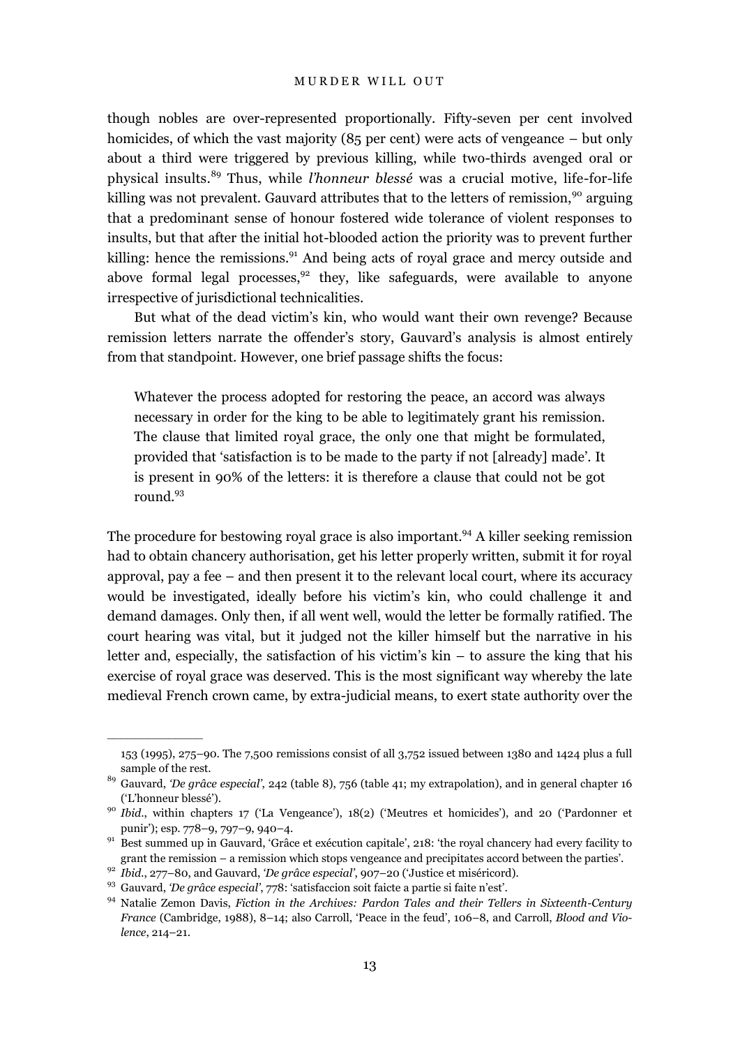though nobles are over-represented proportionally. Fifty-seven per cent involved homicides, of which the vast majority (85 per cent) were acts of vengeance – but only about a third were triggered by previous killing, while two-thirds avenged oral or physical insults.[89] Thus, while *l'honneur blessé* was a crucial motive, life-for-life killing was not prevalent. Gauvard attributes that to the letters of remission,[90] arguing that a predominant sense of honour fostered wide tolerance of violent responses to insults, but that after the initial hot-blooded action the priority was to prevent further killing: hence the remissions.[91] And being acts of royal grace and mercy outside and above formal legal processes,[92] they, like safeguards, were available to anyone irrespective of jurisdictional technicalities.

But what of the dead victim's kin, who would want their own revenge? Because remission letters narrate the offender's story, Gauvard's analysis is almost entirely from that standpoint. However, one brief passage shifts the focus:

> Whatever the process adopted for restoring the peace, an accord was always necessary in order for the king to be able to legitimately grant his remission. The clause that limited royal grace, the only one that might be formulated, provided that 'satisfaction is to be made to the party if not [already] made'. It is present in 90% of the letters: it is therefore a clause that could not be got round.[93]

The procedure for bestowing royal grace is also important.[94] A killer seeking remission had to obtain chancery authorisation, get his letter properly written, submit it for royal approval, pay a fee – and then present it to the relevant local court, where its accuracy would be investigated, ideally before his victim's kin, who could challenge it and demand damages. Only then, if all went well, would the letter be formally ratified. The court hearing was vital, but it judged not the killer himself but the narrative in his letter and, especially, the satisfaction of his victim's kin – to assure the king that his exercise of royal grace was deserved. This is the most significant way whereby the late medieval French crown came, by extra-judicial means, to exert state authority over the

---

153 (1995), 275–90. The 7,500 remissions consist of all 3,752 issued between 1380 and 1424 plus a full sample of the rest.

[89] Gauvard, *'De grâce especial'*, 242 (table 8), 756 (table 41; my extrapolation), and in general chapter 16 ('L'honneur blessé').

[90] *Ibid*., within chapters 17 ('La Vengeance'), 18(2) ('Meutres et homicides'), and 20 ('Pardonner et punir'); esp. 778–9, 797–9, 940–4.

[91] Best summed up in Gauvard, 'Grâce et exécution capitale', 218: 'the royal chancery had every facility to grant the remission – a remission which stops vengeance and precipitates accord between the parties'.

[92] *Ibid*., 277–80, and Gauvard, *'De grâce especial'*, 907–20 ('Justice et miséricord).

[93] Gauvard, *'De grâce especial'*, 778: 'satisfaccion soit faicte a partie si faite n'est'.

[94] Natalie Zemon Davis, *Fiction in the Archives: Pardon Tales and their Tellers in Sixteenth-Century France* (Cambridge, 1988), 8–14; also Carroll, 'Peace in the feud', 106–8, and Carroll, *Blood and Violence*, 214–21.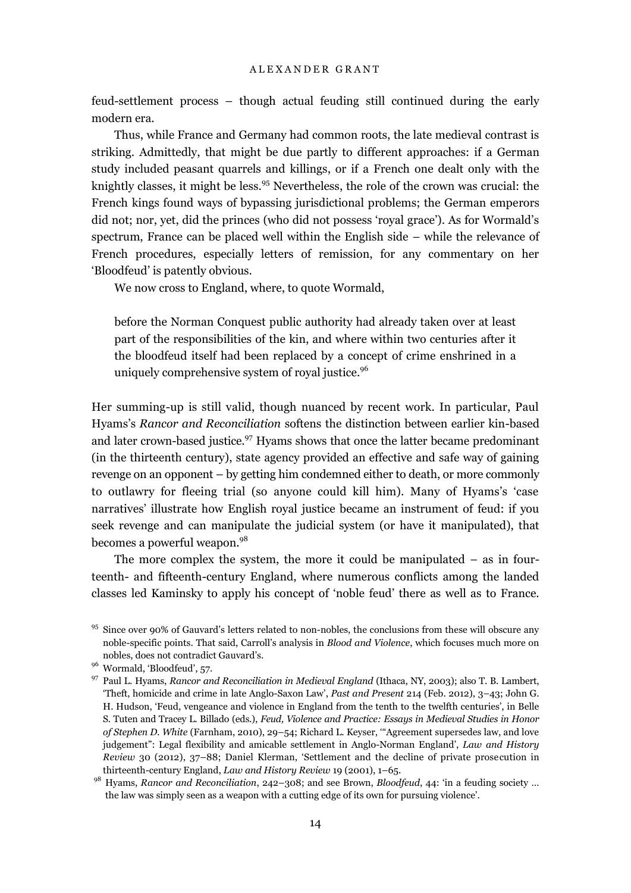feud-settlement process – though actual feuding still continued during the early modern era.

Thus, while France and Germany had common roots, the late medieval contrast is striking. Admittedly, that might be due partly to different approaches: if a German study included peasant quarrels and killings, or if a French one dealt only with the knightly classes, it might be less.[95] Nevertheless, the role of the crown was crucial: the French kings found ways of bypassing jurisdictional problems; the German emperors did not; nor, yet, did the princes (who did not possess 'royal grace'). As for Wormald's spectrum, France can be placed well within the English side – while the relevance of French procedures, especially letters of remission, for any commentary on her 'Bloodfeud' is patently obvious.

We now cross to England, where, to quote Wormald,

> before the Norman Conquest public authority had already taken over at least part of the responsibilities of the kin, and where within two centuries after it the bloodfeud itself had been replaced by a concept of crime enshrined in a uniquely comprehensive system of royal justice.[96]

Her summing-up is still valid, though nuanced by recent work. In particular, Paul Hyams's *Rancor and Reconciliation* softens the distinction between earlier kin-based and later crown-based justice.[97] Hyams shows that once the latter became predominant (in the thirteenth century), state agency provided an effective and safe way of gaining revenge on an opponent – by getting him condemned either to death, or more commonly to outlawry for fleeing trial (so anyone could kill him). Many of Hyams's 'case narratives' illustrate how English royal justice became an instrument of feud: if you seek revenge and can manipulate the judicial system (or have it manipulated), that becomes a powerful weapon.[98]

The more complex the system, the more it could be manipulated – as in fourteenth- and fifteenth-century England, where numerous conflicts among the landed classes led Kaminsky to apply his concept of 'noble feud' there as well as to France.

---

[95] Since over 90% of Gauvard's letters related to non-nobles, the conclusions from these will obscure any noble-specific points. That said, Carroll's analysis in *Blood and Violence*, which focuses much more on nobles, does not contradict Gauvard's.

[96] Wormald, 'Bloodfeud', 57.

[97] Paul L. Hyams, *Rancor and Reconciliation in Medieval England* (Ithaca, NY, 2003); also T. B. Lambert, 'Theft, homicide and crime in late Anglo-Saxon Law', *Past and Present* 214 (Feb. 2012), 3–43; John G. H. Hudson, 'Feud, vengeance and violence in England from the tenth to the twelfth centuries', in Belle S. Tuten and Tracey L. Billado (eds.), *Feud, Violence and Practice: Essays in Medieval Studies in Honor of Stephen D. White* (Farnham, 2010), 29–54; Richard L. Keyser, '"Agreement supersedes law, and love judgement": Legal flexibility and amicable settlement in Anglo-Norman England', *Law and History Review* 30 (2012), 37–88; Daniel Klerman, 'Settlement and the decline of private prosecution in thirteenth-century England, *Law and History Review* 19 (2001), 1–65.

[98] Hyams, *Rancor and Reconciliation*, 242–308; and see Brown, *Bloodfeud*, 44: 'in a feuding society … the law was simply seen as a weapon with a cutting edge of its own for pursuing violence'.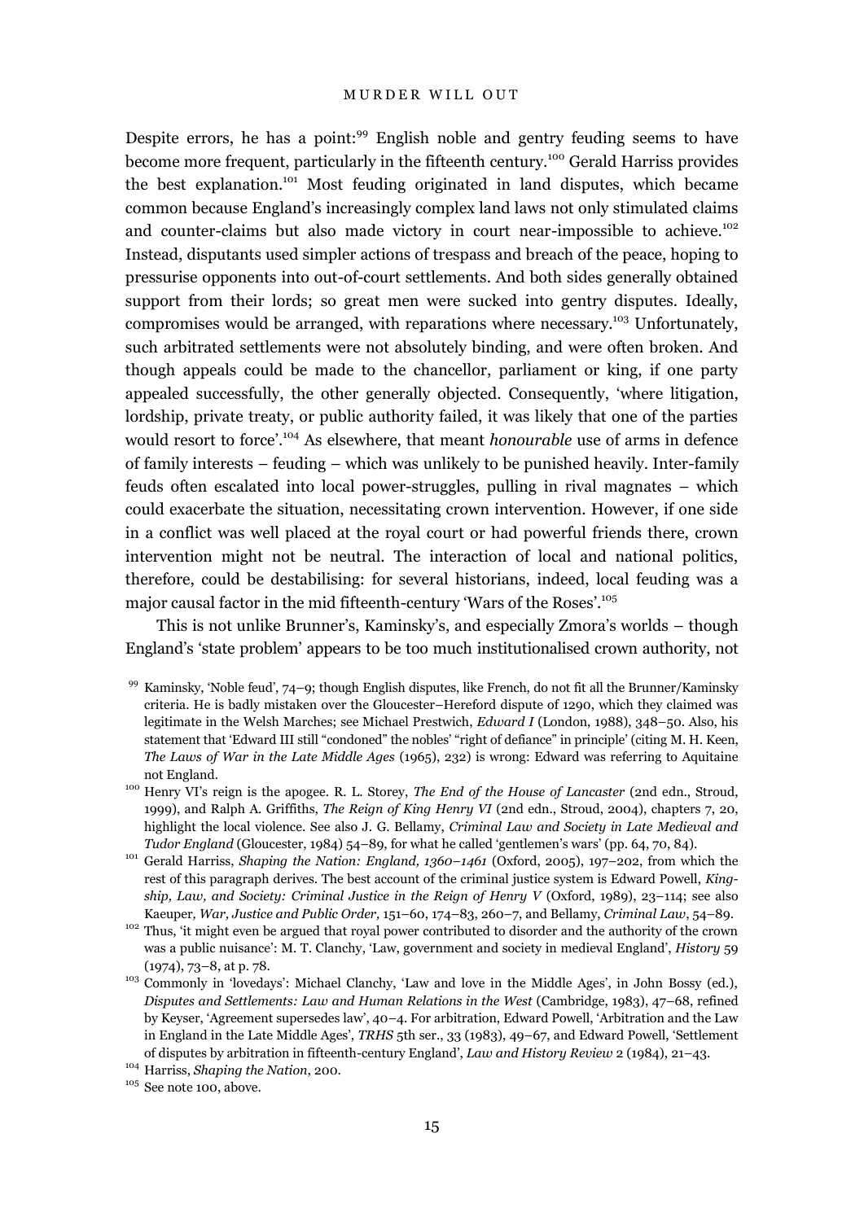Despite errors, he has a point:[99] English noble and gentry feuding seems to have become more frequent, particularly in the fifteenth century.[100] Gerald Harriss provides the best explanation.[101] Most feuding originated in land disputes, which became common because England's increasingly complex land laws not only stimulated claims and counter-claims but also made victory in court near-impossible to achieve.[102] Instead, disputants used simpler actions of trespass and breach of the peace, hoping to pressurise opponents into out-of-court settlements. And both sides generally obtained support from their lords; so great men were sucked into gentry disputes. Ideally, compromises would be arranged, with reparations where necessary.[103] Unfortunately, such arbitrated settlements were not absolutely binding, and were often broken. And though appeals could be made to the chancellor, parliament or king, if one party appealed successfully, the other generally objected. Consequently, 'where litigation, lordship, private treaty, or public authority failed, it was likely that one of the parties would resort to force'.[104] As elsewhere, that meant *honourable* use of arms in defence of family interests – feuding – which was unlikely to be punished heavily. Inter-family feuds often escalated into local power-struggles, pulling in rival magnates – which could exacerbate the situation, necessitating crown intervention. However, if one side in a conflict was well placed at the royal court or had powerful friends there, crown intervention might not be neutral. The interaction of local and national politics, therefore, could be destabilising: for several historians, indeed, local feuding was a major causal factor in the mid fifteenth-century 'Wars of the Roses'.[105]

This is not unlike Brunner's, Kaminsky's, and especially Zmora's worlds – though England's 'state problem' appears to be too much institutionalised crown authority, not

[99] Kaminsky, 'Noble feud', 74–9; though English disputes, like French, do not fit all the Brunner/Kaminsky criteria. He is badly mistaken over the Gloucester–Hereford dispute of 1290, which they claimed was legitimate in the Welsh Marches; see Michael Prestwich, *Edward I* (London, 1988), 348–50. Also, his statement that 'Edward III still "condoned" the nobles' "right of defiance" in principle' (citing M. H. Keen, *The Laws of War in the Late Middle Ages* (1965), 232) is wrong: Edward was referring to Aquitaine not England.

[100] Henry VI's reign is the apogee. R. L. Storey, *The End of the House of Lancaster* (2nd edn., Stroud, 1999), and Ralph A. Griffiths, *The Reign of King Henry VI* (2nd edn., Stroud, 2004), chapters 7, 20, highlight the local violence. See also J. G. Bellamy, *Criminal Law and Society in Late Medieval and Tudor England* (Gloucester, 1984) 54–89, for what he called 'gentlemen's wars' (pp. 64, 70, 84).

[101] Gerald Harriss, *Shaping the Nation: England, 1360–1461* (Oxford, 2005), 197–202, from which the rest of this paragraph derives. The best account of the criminal justice system is Edward Powell, *Kingship, Law, and Society: Criminal Justice in the Reign of Henry V* (Oxford, 1989), 23–114; see also Kaeuper, *War, Justice and Public Order,* 151–60, 174–83, 260–7, and Bellamy, *Criminal Law*, 54–89.

[102] Thus, 'it might even be argued that royal power contributed to disorder and the authority of the crown was a public nuisance': M. T. Clanchy, 'Law, government and society in medieval England', *History* 59 (1974), 73–8, at p. 78.

[103] Commonly in 'lovedays': Michael Clanchy, 'Law and love in the Middle Ages', in John Bossy (ed.), *Disputes and Settlements: Law and Human Relations in the West* (Cambridge, 1983), 47–68, refined by Keyser, 'Agreement supersedes law', 40–4. For arbitration, Edward Powell, 'Arbitration and the Law in England in the Late Middle Ages', *TRHS* 5th ser., 33 (1983), 49–67, and Edward Powell, 'Settlement of disputes by arbitration in fifteenth-century England', *Law and History Review* 2 (1984), 21–43.

[104] Harriss, *Shaping the Nation*, 200.

[105] See note 100, above.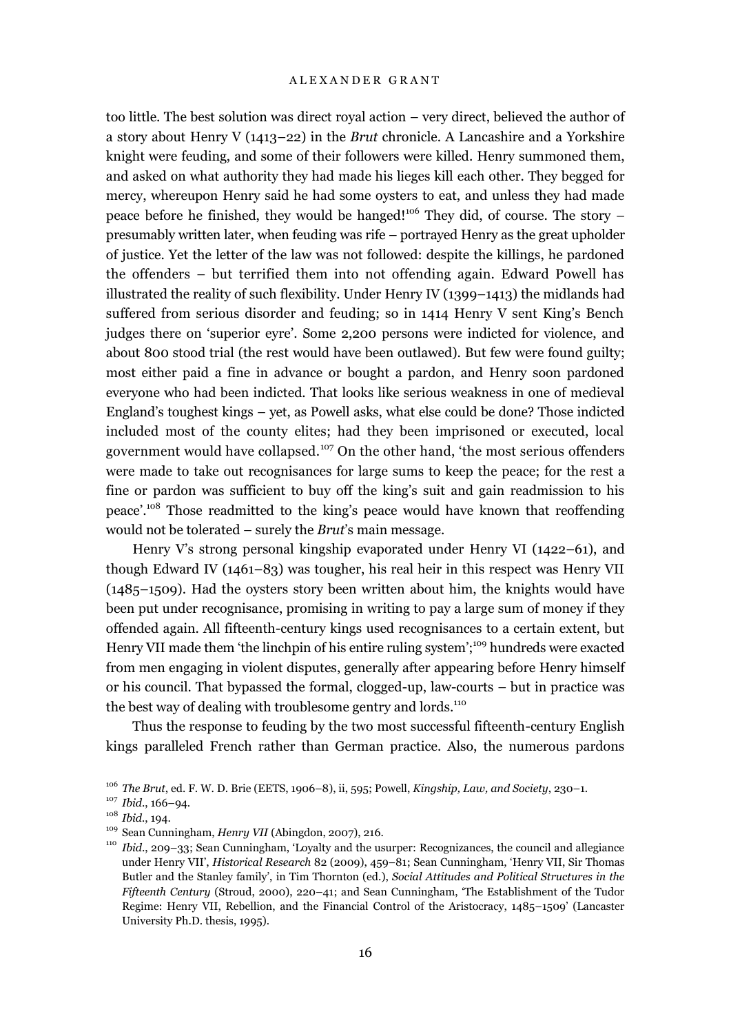too little. The best solution was direct royal action – very direct, believed the author of a story about Henry V (1413–22) in the *Brut* chronicle. A Lancashire and a Yorkshire knight were feuding, and some of their followers were killed. Henry summoned them, and asked on what authority they had made his lieges kill each other. They begged for mercy, whereupon Henry said he had some oysters to eat, and unless they had made peace before he finished, they would be hanged![106] They did, of course. The story – presumably written later, when feuding was rife – portrayed Henry as the great upholder of justice. Yet the letter of the law was not followed: despite the killings, he pardoned the offenders – but terrified them into not offending again. Edward Powell has illustrated the reality of such flexibility. Under Henry IV (1399–1413) the midlands had suffered from serious disorder and feuding; so in 1414 Henry V sent King's Bench judges there on 'superior eyre'. Some 2,200 persons were indicted for violence, and about 800 stood trial (the rest would have been outlawed). But few were found guilty; most either paid a fine in advance or bought a pardon, and Henry soon pardoned everyone who had been indicted. That looks like serious weakness in one of medieval England's toughest kings – yet, as Powell asks, what else could be done? Those indicted included most of the county elites; had they been imprisoned or executed, local government would have collapsed.[107] On the other hand, 'the most serious offenders were made to take out recognisances for large sums to keep the peace; for the rest a fine or pardon was sufficient to buy off the king's suit and gain readmission to his peace'.[108] Those readmitted to the king's peace would have known that reoffending would not be tolerated – surely the *Brut*'s main message.

Henry V's strong personal kingship evaporated under Henry VI (1422–61), and though Edward IV (1461–83) was tougher, his real heir in this respect was Henry VII (1485–1509). Had the oysters story been written about him, the knights would have been put under recognisance, promising in writing to pay a large sum of money if they offended again. All fifteenth-century kings used recognisances to a certain extent, but Henry VII made them 'the linchpin of his entire ruling system';[109] hundreds were exacted from men engaging in violent disputes, generally after appearing before Henry himself or his council. That bypassed the formal, clogged-up, law-courts – but in practice was the best way of dealing with troublesome gentry and lords.[110]

Thus the response to feuding by the two most successful fifteenth-century English kings paralleled French rather than German practice. Also, the numerous pardons

[106] *The Brut*, ed. F. W. D. Brie (EETS, 1906–8), ii, 595; Powell, *Kingship, Law, and Society*, 230–1.

[107] *Ibid*., 166–94.

[108] *Ibid*., 194.

[109] Sean Cunningham, *Henry VII* (Abingdon, 2007), 216.

[110] *Ibid*., 209–33; Sean Cunningham, 'Loyalty and the usurper: Recognizances, the council and allegiance under Henry VII', *Historical Research* 82 (2009), 459–81; Sean Cunningham, 'Henry VII, Sir Thomas Butler and the Stanley family', in Tim Thornton (ed.), *Social Attitudes and Political Structures in the Fifteenth Century* (Stroud, 2000), 220–41; and Sean Cunningham, 'The Establishment of the Tudor Regime: Henry VII, Rebellion, and the Financial Control of the Aristocracy, 1485–1509' (Lancaster University Ph.D. thesis, 1995).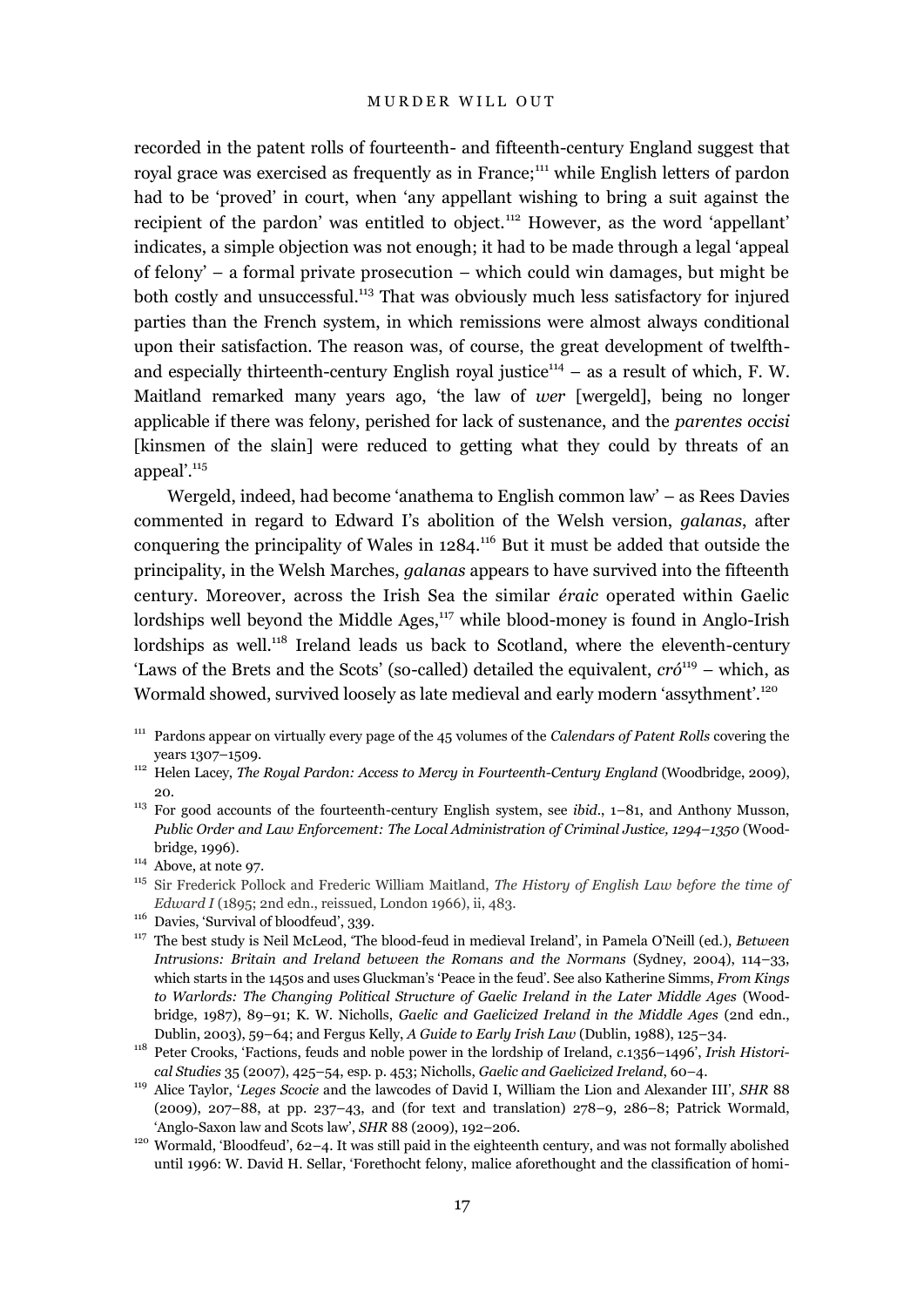recorded in the patent rolls of fourteenth- and fifteenth-century England suggest that royal grace was exercised as frequently as in France;[111] while English letters of pardon had to be 'proved' in court, when 'any appellant wishing to bring a suit against the recipient of the pardon' was entitled to object.[112] However, as the word 'appellant' indicates, a simple objection was not enough; it had to be made through a legal 'appeal of felony' – a formal private prosecution – which could win damages, but might be both costly and unsuccessful.[113] That was obviously much less satisfactory for injured parties than the French system, in which remissions were almost always conditional upon their satisfaction. The reason was, of course, the great development of twelfth- and especially thirteenth-century English royal justice[114] – as a result of which, F. W. Maitland remarked many years ago, 'the law of *wer* [wergeld], being no longer applicable if there was felony, perished for lack of sustenance, and the *parentes occisi* [kinsmen of the slain] were reduced to getting what they could by threats of an appeal'.[115]

Wergeld, indeed, had become 'anathema to English common law' – as Rees Davies commented in regard to Edward I's abolition of the Welsh version, *galanas*, after conquering the principality of Wales in 1284.[116] But it must be added that outside the principality, in the Welsh Marches, *galanas* appears to have survived into the fifteenth century. Moreover, across the Irish Sea the similar *éraic* operated within Gaelic lordships well beyond the Middle Ages,[117] while blood-money is found in Anglo-Irish lordships as well.[118] Ireland leads us back to Scotland, where the eleventh-century 'Laws of the Brets and the Scots' (so-called) detailed the equivalent, *cró*[119] – which, as Wormald showed, survived loosely as late medieval and early modern 'assythment'.[120]

[111] Pardons appear on virtually every page of the 45 volumes of the *Calendars of Patent Rolls* covering the years 1307–1509.

[112] Helen Lacey, *The Royal Pardon: Access to Mercy in Fourteenth-Century England* (Woodbridge, 2009), 20.

[113] For good accounts of the fourteenth-century English system, see *ibid*., 1–81, and Anthony Musson, *Public Order and Law Enforcement: The Local Administration of Criminal Justice, 1294–1350* (Woodbridge, 1996).

[114] Above, at note 97.

[115] Sir Frederick Pollock and Frederic William Maitland, *The History of English Law before the time of Edward I* (1895; 2nd edn., reissued, London 1966), ii, 483.

[116] Davies, 'Survival of bloodfeud', 339.

[117] The best study is Neil McLeod, 'The blood-feud in medieval Ireland', in Pamela O'Neill (ed.), *Between Intrusions: Britain and Ireland between the Romans and the Normans* (Sydney, 2004), 114–33, which starts in the 1450s and uses Gluckman's 'Peace in the feud'. See also Katherine Simms, *From Kings to Warlords: The Changing Political Structure of Gaelic Ireland in the Later Middle Ages* (Woodbridge, 1987), 89–91; K. W. Nicholls, *Gaelic and Gaelicized Ireland in the Middle Ages* (2nd edn., Dublin, 2003), 59–64; and Fergus Kelly, *A Guide to Early Irish Law* (Dublin, 1988), 125–34.

[118] Peter Crooks, 'Factions, feuds and noble power in the lordship of Ireland, *c*.1356–1496', *Irish Historical Studies* 35 (2007), 425–54, esp. p. 453; Nicholls, *Gaelic and Gaelicized Ireland*, 60–4.

[119] Alice Taylor, '*Leges Scocie* and the lawcodes of David I, William the Lion and Alexander III', *SHR* 88 (2009), 207–88, at pp. 237–43, and (for text and translation) 278–9, 286–8; Patrick Wormald, 'Anglo-Saxon law and Scots law', *SHR* 88 (2009), 192–206.

[120] Wormald, 'Bloodfeud', 62–4. It was still paid in the eighteenth century, and was not formally abolished until 1996: W. David H. Sellar, 'Forethocht felony, malice aforethought and the classification of homi-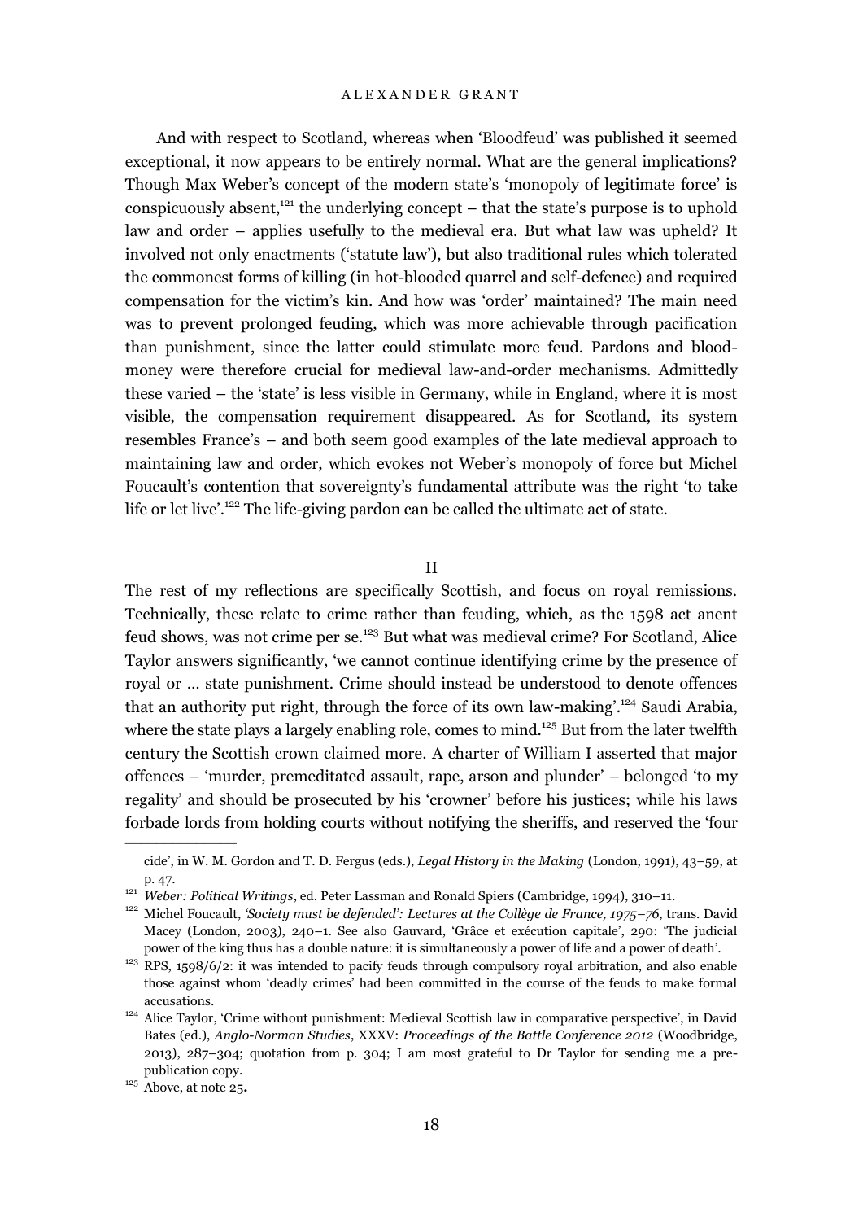And with respect to Scotland, whereas when 'Bloodfeud' was published it seemed exceptional, it now appears to be entirely normal. What are the general implications? Though Max Weber's concept of the modern state's 'monopoly of legitimate force' is conspicuously absent,[121] the underlying concept – that the state's purpose is to uphold law and order – applies usefully to the medieval era. But what law was upheld? It involved not only enactments ('statute law'), but also traditional rules which tolerated the commonest forms of killing (in hot-blooded quarrel and self-defence) and required compensation for the victim's kin. And how was 'order' maintained? The main need was to prevent prolonged feuding, which was more achievable through pacification than punishment, since the latter could stimulate more feud. Pardons and blood-money were therefore crucial for medieval law-and-order mechanisms. Admittedly these varied – the 'state' is less visible in Germany, while in England, where it is most visible, the compensation requirement disappeared. As for Scotland, its system resembles France's – and both seem good examples of the late medieval approach to maintaining law and order, which evokes not Weber's monopoly of force but Michel Foucault's contention that sovereignty's fundamental attribute was the right 'to take life or let live'.[122] The life-giving pardon can be called the ultimate act of state.

## II

The rest of my reflections are specifically Scottish, and focus on royal remissions. Technically, these relate to crime rather than feuding, which, as the 1598 act anent feud shows, was not crime per se.[123] But what was medieval crime? For Scotland, Alice Taylor answers significantly, 'we cannot continue identifying crime by the presence of royal or … state punishment. Crime should instead be understood to denote offences that an authority put right, through the force of its own law-making'.[124] Saudi Arabia, where the state plays a largely enabling role, comes to mind.[125] But from the later twelfth century the Scottish crown claimed more. A charter of William I asserted that major offences – 'murder, premeditated assault, rape, arson and plunder' – belonged 'to my regality' and should be prosecuted by his 'crowner' before his justices; while his laws forbade lords from holding courts without notifying the sheriffs, and reserved the 'four

---

cide', in W. M. Gordon and T. D. Fergus (eds.), *Legal History in the Making* (London, 1991), 43–59, at p. 47.

[121] *Weber: Political Writings*, ed. Peter Lassman and Ronald Spiers (Cambridge, 1994), 310–11.

[122] Michel Foucault, *'Society must be defended': Lectures at the Collège de France, 1975–76*, trans. David Macey (London, 2003), 240–1. See also Gauvard, 'Grâce et exécution capitale', 290: 'The judicial power of the king thus has a double nature: it is simultaneously a power of life and a power of death'.

[123] RPS, 1598/6/2: it was intended to pacify feuds through compulsory royal arbitration, and also enable those against whom 'deadly crimes' had been committed in the course of the feuds to make formal accusations.

[124] Alice Taylor, 'Crime without punishment: Medieval Scottish law in comparative perspective', in David Bates (ed.), *Anglo-Norman Studies*, XXXV: *Proceedings of the Battle Conference 2012* (Woodbridge, 2013), 287–304; quotation from p. 304; I am most grateful to Dr Taylor for sending me a pre-publication copy.

[125] Above, at note 25.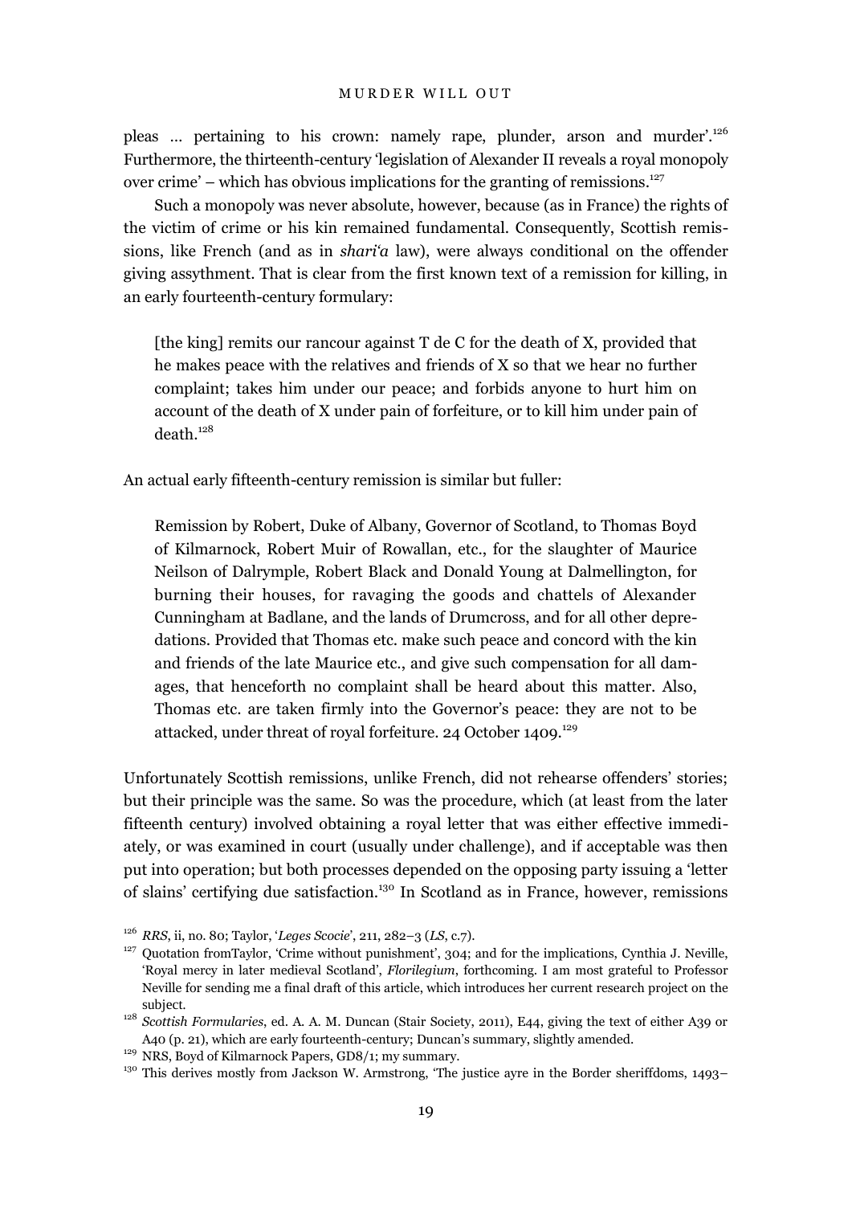pleas … pertaining to his crown: namely rape, plunder, arson and murder'.[126] Furthermore, the thirteenth-century 'legislation of Alexander II reveals a royal monopoly over crime' – which has obvious implications for the granting of remissions.[127]

Such a monopoly was never absolute, however, because (as in France) the rights of the victim of crime or his kin remained fundamental. Consequently, Scottish remissions, like French (and as in *shari'a* law), were always conditional on the offender giving assythment. That is clear from the first known text of a remission for killing, in an early fourteenth-century formulary:

> [the king] remits our rancour against T de C for the death of X, provided that he makes peace with the relatives and friends of X so that we hear no further complaint; takes him under our peace; and forbids anyone to hurt him on account of the death of X under pain of forfeiture, or to kill him under pain of death.[128]

An actual early fifteenth-century remission is similar but fuller:

> Remission by Robert, Duke of Albany, Governor of Scotland, to Thomas Boyd of Kilmarnock, Robert Muir of Rowallan, etc., for the slaughter of Maurice Neilson of Dalrymple, Robert Black and Donald Young at Dalmellington, for burning their houses, for ravaging the goods and chattels of Alexander Cunningham at Badlane, and the lands of Drumcross, and for all other depredations. Provided that Thomas etc. make such peace and concord with the kin and friends of the late Maurice etc., and give such compensation for all damages, that henceforth no complaint shall be heard about this matter. Also, Thomas etc. are taken firmly into the Governor's peace: they are not to be attacked, under threat of royal forfeiture. 24 October 1409.[129]

Unfortunately Scottish remissions, unlike French, did not rehearse offenders' stories; but their principle was the same. So was the procedure, which (at least from the later fifteenth century) involved obtaining a royal letter that was either effective immediately, or was examined in court (usually under challenge), and if acceptable was then put into operation; but both processes depended on the opposing party issuing a 'letter of slains' certifying due satisfaction.[130] In Scotland as in France, however, remissions

[126] *RRS*, ii, no. 80; Taylor, '*Leges Scocie*', 211, 282–3 (*LS*, c.7).

[127] Quotation fromTaylor, 'Crime without punishment', 304; and for the implications, Cynthia J. Neville, 'Royal mercy in later medieval Scotland', *Florilegium*, forthcoming. I am most grateful to Professor Neville for sending me a final draft of this article, which introduces her current research project on the subject.

[128] *Scottish Formularies*, ed. A. A. M. Duncan (Stair Society, 2011), E44, giving the text of either A39 or A40 (p. 21), which are early fourteenth-century; Duncan's summary, slightly amended.

[129] NRS, Boyd of Kilmarnock Papers, GD8/1; my summary.

[130] This derives mostly from Jackson W. Armstrong, 'The justice ayre in the Border sheriffdoms, 1493–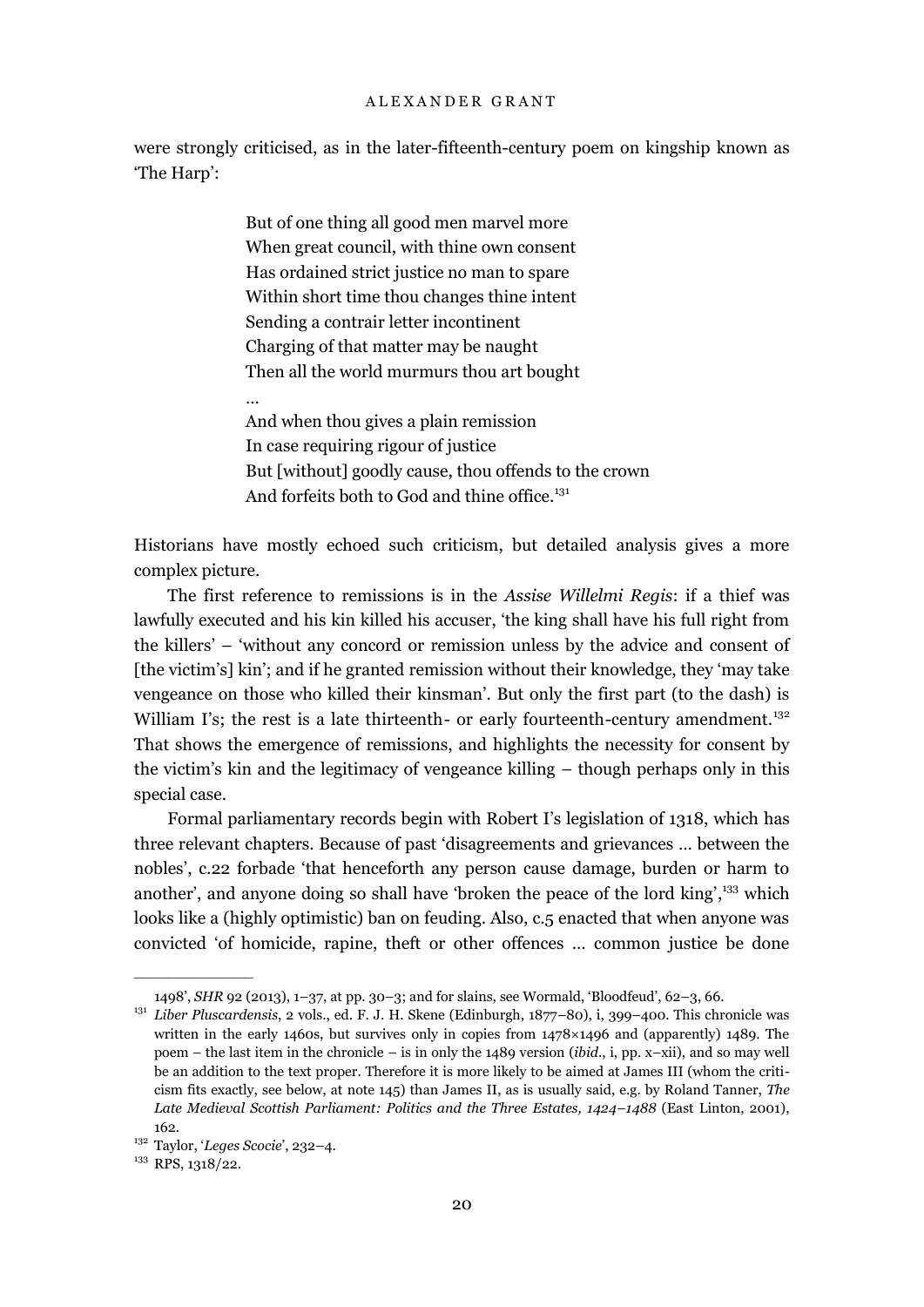were strongly criticised, as in the later-fifteenth-century poem on kingship known as 'The Harp':

> But of one thing all good men marvel more
> When great council, with thine own consent
> Has ordained strict justice no man to spare
> Within short time thou changes thine intent
> Sending a contrair letter incontinent
> Charging of that matter may be naught
> Then all the world murmurs thou art bought
> …
> And when thou gives a plain remission
> In case requiring rigour of justice
> But [without] goodly cause, thou offends to the crown
> And forfeits both to God and thine office.[131]

Historians have mostly echoed such criticism, but detailed analysis gives a more complex picture.

The first reference to remissions is in the *Assise Willelmi Regis*: if a thief was lawfully executed and his kin killed his accuser, 'the king shall have his full right from the killers' – 'without any concord or remission unless by the advice and consent of [the victim's] kin'; and if he granted remission without their knowledge, they 'may take vengeance on those who killed their kinsman'. But only the first part (to the dash) is William I's; the rest is a late thirteenth- or early fourteenth-century amendment.[132] That shows the emergence of remissions, and highlights the necessity for consent by the victim's kin and the legitimacy of vengeance killing – though perhaps only in this special case.

Formal parliamentary records begin with Robert I's legislation of 1318, which has three relevant chapters. Because of past 'disagreements and grievances … between the nobles', c.22 forbade 'that henceforth any person cause damage, burden or harm to another', and anyone doing so shall have 'broken the peace of the lord king',[133] which looks like a (highly optimistic) ban on feuding. Also, c.5 enacted that when anyone was convicted 'of homicide, rapine, theft or other offences … common justice be done

---

1498', *SHR* 92 (2013), 1–37, at pp. 30–3; and for slains, see Wormald, 'Bloodfeud', 62–3, 66.

[131] *Liber Pluscardensis*, 2 vols., ed. F. J. H. Skene (Edinburgh, 1877–80), i, 399–400. This chronicle was written in the early 1460s, but survives only in copies from 1478×1496 and (apparently) 1489. The poem – the last item in the chronicle – is in only the 1489 version (*ibid.*, i, pp. x–xii), and so may well be an addition to the text proper. Therefore it is more likely to be aimed at James III (whom the criticism fits exactly, see below, at note 145) than James II, as is usually said, e.g. by Roland Tanner, *The Late Medieval Scottish Parliament: Politics and the Three Estates, 1424–1488* (East Linton, 2001), 162.

[132] Taylor, '*Leges Scocie*', 232–4.

[133] RPS, 1318/22.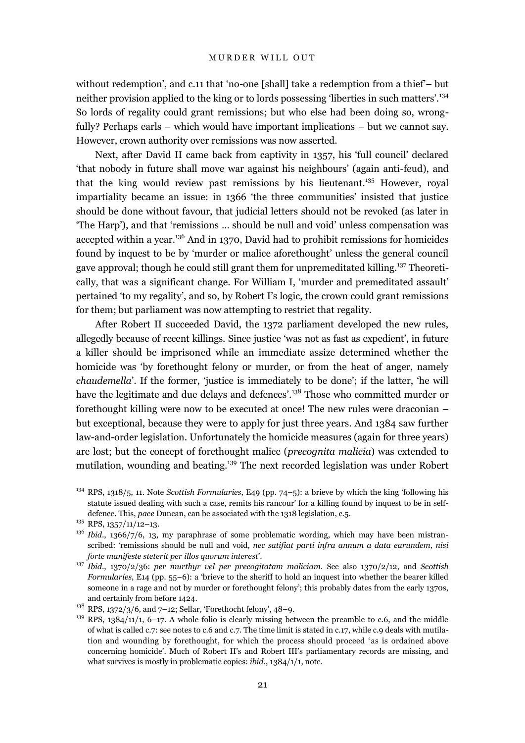without redemption', and c.11 that 'no-one [shall] take a redemption from a thief'– but neither provision applied to the king or to lords possessing 'liberties in such matters'.[134] So lords of regality could grant remissions; but who else had been doing so, wrongfully? Perhaps earls – which would have important implications – but we cannot say. However, crown authority over remissions was now asserted.

Next, after David II came back from captivity in 1357, his 'full council' declared 'that nobody in future shall move war against his neighbours' (again anti-feud), and that the king would review past remissions by his lieutenant.[135] However, royal impartiality became an issue: in 1366 'the three communities' insisted that justice should be done without favour, that judicial letters should not be revoked (as later in 'The Harp'), and that 'remissions … should be null and void' unless compensation was accepted within a year.[136] And in 1370, David had to prohibit remissions for homicides found by inquest to be by 'murder or malice aforethought' unless the general council gave approval; though he could still grant them for unpremeditated killing.[137] Theoretically, that was a significant change. For William I, 'murder and premeditated assault' pertained 'to my regality', and so, by Robert I's logic, the crown could grant remissions for them; but parliament was now attempting to restrict that regality.

After Robert II succeeded David, the 1372 parliament developed the new rules, allegedly because of recent killings. Since justice 'was not as fast as expedient', in future a killer should be imprisoned while an immediate assize determined whether the homicide was 'by forethought felony or murder, or from the heat of anger, namely *chaudemella*'. If the former, 'justice is immediately to be done'; if the latter, 'he will have the legitimate and due delays and defences'.[138] Those who committed murder or forethought killing were now to be executed at once! The new rules were draconian – but exceptional, because they were to apply for just three years. And 1384 saw further law-and-order legislation. Unfortunately the homicide measures (again for three years) are lost; but the concept of forethought malice (*precognita malicia*) was extended to mutilation, wounding and beating.[139] The next recorded legislation was under Robert

[134] RPS, 1318/5, 11. Note *Scottish Formularies*, E49 (pp. 74–5): a brieve by which the king 'following his statute issued dealing with such a case, remits his rancour' for a killing found by inquest to be in self-defence. This, *pace* Duncan, can be associated with the 1318 legislation, c.5.

[135] RPS, 1357/11/12–13.

[136] *Ibid*., 1366/7/6, 13, my paraphrase of some problematic wording, which may have been mistranscribed: 'remissions should be null and void, *nec satifiat parti infra annum a data earundem, nisi forte manifeste steterit per illos quorum interest*'.

[137] *Ibid*., 1370/2/36: *per murthyr vel per precogitatam maliciam*. See also 1370/2/12, and *Scottish Formularies*, E14 (pp. 55–6): a 'brieve to the sheriff to hold an inquest into whether the bearer killed someone in a rage and not by murder or forethought felony'; this probably dates from the early 1370s, and certainly from before 1424.

[138] RPS, 1372/3/6, and 7–12; Sellar, 'Forethocht felony', 48–9.

[139] RPS, 1384/11/1, 6–17. A whole folio is clearly missing between the preamble to c.6, and the middle of what is called c.7: see notes to c.6 and c.7. The time limit is stated in c.17, while c.9 deals with mutilation and wounding by forethought, for which the process should proceed 'as is ordained above concerning homicide'. Much of Robert II's and Robert III's parliamentary records are missing, and what survives is mostly in problematic copies: *ibid*., 1384/1/1, note.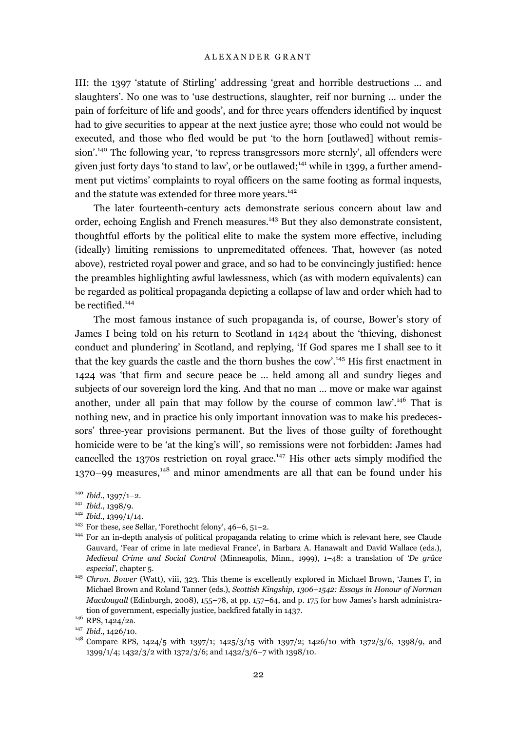III: the 1397 'statute of Stirling' addressing 'great and horrible destructions … and slaughters'. No one was to 'use destructions, slaughter, reif nor burning … under the pain of forfeiture of life and goods', and for three years offenders identified by inquest had to give securities to appear at the next justice ayre; those who could not would be executed, and those who fled would be put 'to the horn [outlawed] without remission'.[140] The following year, 'to repress transgressors more sternly', all offenders were given just forty days 'to stand to law', or be outlawed;[141] while in 1399, a further amendment put victims' complaints to royal officers on the same footing as formal inquests, and the statute was extended for three more years.[142]

The later fourteenth-century acts demonstrate serious concern about law and order, echoing English and French measures.[143] But they also demonstrate consistent, thoughtful efforts by the political elite to make the system more effective, including (ideally) limiting remissions to unpremeditated offences. That, however (as noted above), restricted royal power and grace, and so had to be convincingly justified: hence the preambles highlighting awful lawlessness, which (as with modern equivalents) can be regarded as political propaganda depicting a collapse of law and order which had to be rectified.[144]

The most famous instance of such propaganda is, of course, Bower's story of James I being told on his return to Scotland in 1424 about the 'thieving, dishonest conduct and plundering' in Scotland, and replying, 'If God spares me I shall see to it that the key guards the castle and the thorn bushes the cow'.[145] His first enactment in 1424 was 'that firm and secure peace be … held among all and sundry lieges and subjects of our sovereign lord the king. And that no man … move or make war against another, under all pain that may follow by the course of common law'.[146] That is nothing new, and in practice his only important innovation was to make his predecessors' three-year provisions permanent. But the lives of those guilty of forethought homicide were to be 'at the king's will', so remissions were not forbidden: James had cancelled the 1370s restriction on royal grace.[147] His other acts simply modified the 1370–99 measures,[148] and minor amendments are all that can be found under his

[140] *Ibid.*, 1397/1–2.

[141] *Ibid.*, 1398/9.

[142] *Ibid.*, 1399/1/14.

[143] For these, see Sellar, 'Forethocht felony', 46–6, 51–2.

[144] For an in-depth analysis of political propaganda relating to crime which is relevant here, see Claude Gauvard, 'Fear of crime in late medieval France', in Barbara A. Hanawalt and David Wallace (eds.), *Medieval Crime and Social Control* (Minneapolis, Minn., 1999), 1–48: a translation of *'De grâce especial'*, chapter 5.

[145] *Chron. Bower* (Watt), viii, 323. This theme is excellently explored in Michael Brown, 'James I', in Michael Brown and Roland Tanner (eds.), *Scottish Kingship, 1306–1542: Essays in Honour of Norman Macdougall* (Edinburgh, 2008), 155–78, at pp. 157–64, and p. 175 for how James's harsh administration of government, especially justice, backfired fatally in 1437.

[146] RPS, 1424/2a.

[147] *Ibid.*, 1426/10.

[148] Compare RPS, 1424/5 with 1397/1; 1425/3/15 with 1397/2; 1426/10 with 1372/3/6, 1398/9, and 1399/1/4; 1432/3/2 with 1372/3/6; and 1432/3/6–7 with 1398/10.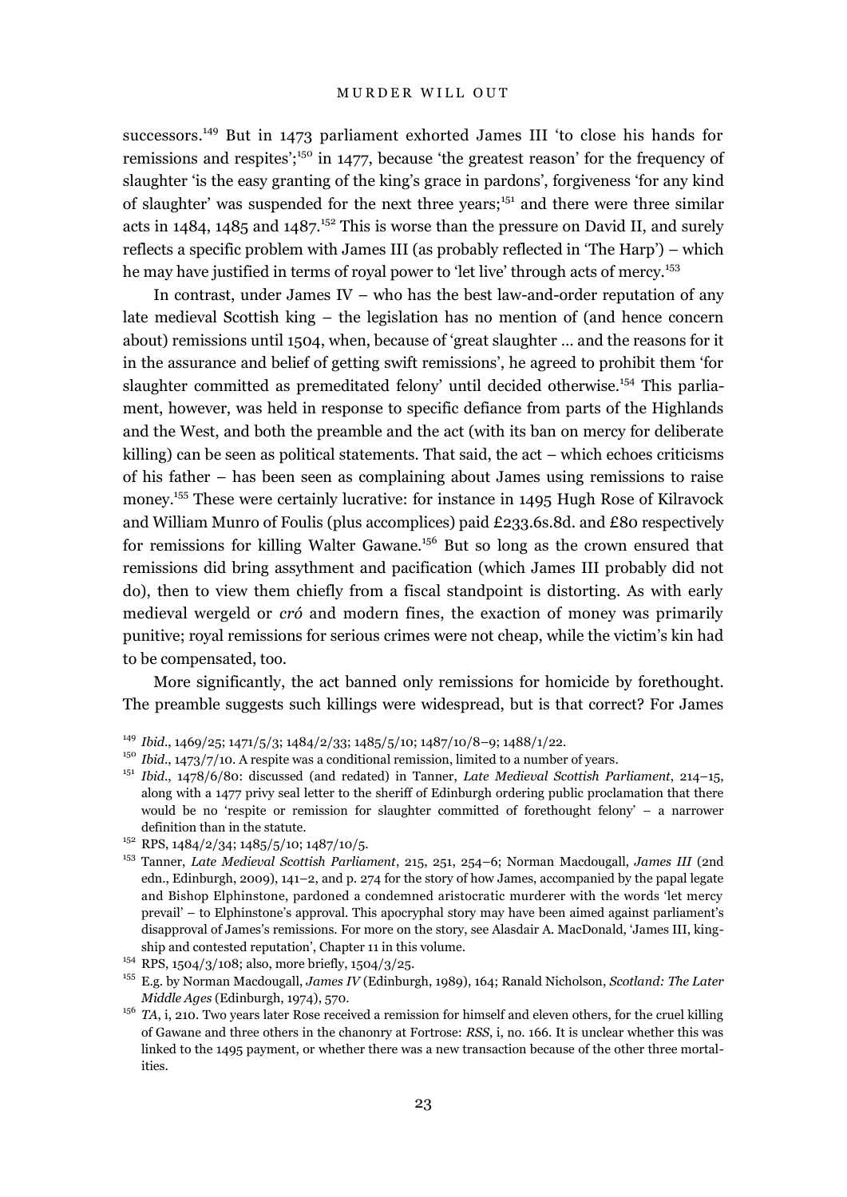successors.[149] But in 1473 parliament exhorted James III 'to close his hands for remissions and respites';[150] in 1477, because 'the greatest reason' for the frequency of slaughter 'is the easy granting of the king's grace in pardons', forgiveness 'for any kind of slaughter' was suspended for the next three years;[151] and there were three similar acts in 1484, 1485 and 1487.[152] This is worse than the pressure on David II, and surely reflects a specific problem with James III (as probably reflected in 'The Harp') – which he may have justified in terms of royal power to 'let live' through acts of mercy.[153]

In contrast, under James IV – who has the best law-and-order reputation of any late medieval Scottish king – the legislation has no mention of (and hence concern about) remissions until 1504, when, because of 'great slaughter … and the reasons for it in the assurance and belief of getting swift remissions', he agreed to prohibit them 'for slaughter committed as premeditated felony' until decided otherwise.[154] This parliament, however, was held in response to specific defiance from parts of the Highlands and the West, and both the preamble and the act (with its ban on mercy for deliberate killing) can be seen as political statements. That said, the act – which echoes criticisms of his father – has been seen as complaining about James using remissions to raise money.[155] These were certainly lucrative: for instance in 1495 Hugh Rose of Kilravock and William Munro of Foulis (plus accomplices) paid £233.6s.8d. and £80 respectively for remissions for killing Walter Gawane.[156] But so long as the crown ensured that remissions did bring assythment and pacification (which James III probably did not do), then to view them chiefly from a fiscal standpoint is distorting. As with early medieval wergeld or *cró* and modern fines, the exaction of money was primarily punitive; royal remissions for serious crimes were not cheap, while the victim's kin had to be compensated, too.

More significantly, the act banned only remissions for homicide by forethought. The preamble suggests such killings were widespread, but is that correct? For James

---

[149] *Ibid.*, 1469/25; 1471/5/3; 1484/2/33; 1485/5/10; 1487/10/8–9; 1488/1/22.

[150] *Ibid.*, 1473/7/10. A respite was a conditional remission, limited to a number of years.

[151] *Ibid.*, 1478/6/80: discussed (and redated) in Tanner, *Late Medieval Scottish Parliament*, 214–15, along with a 1477 privy seal letter to the sheriff of Edinburgh ordering public proclamation that there would be no 'respite or remission for slaughter committed of forethought felony' – a narrower definition than in the statute.

[152] RPS, 1484/2/34; 1485/5/10; 1487/10/5.

[153] Tanner, *Late Medieval Scottish Parliament*, 215, 251, 254–6; Norman Macdougall, *James III* (2nd edn., Edinburgh, 2009), 141–2, and p. 274 for the story of how James, accompanied by the papal legate and Bishop Elphinstone, pardoned a condemned aristocratic murderer with the words 'let mercy prevail' – to Elphinstone's approval. This apocryphal story may have been aimed against parliament's disapproval of James's remissions. For more on the story, see Alasdair A. MacDonald, 'James III, kingship and contested reputation', Chapter 11 in this volume.

[154] RPS, 1504/3/108; also, more briefly, 1504/3/25.

[155] E.g. by Norman Macdougall, *James IV* (Edinburgh, 1989), 164; Ranald Nicholson, *Scotland: The Later Middle Ages* (Edinburgh, 1974), 570.

[156] *TA*, i, 210. Two years later Rose received a remission for himself and eleven others, for the cruel killing of Gawane and three others in the chanonry at Fortrose: *RSS*, i, no. 166. It is unclear whether this was linked to the 1495 payment, or whether there was a new transaction because of the other three mortalities.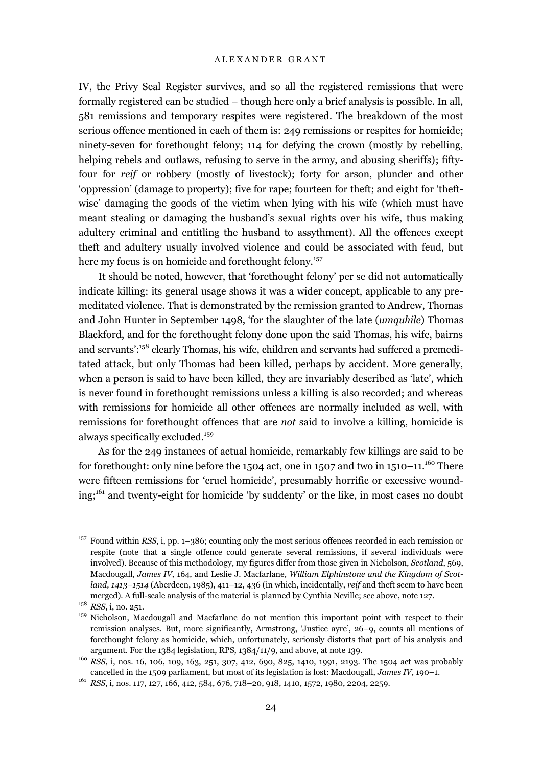IV, the Privy Seal Register survives, and so all the registered remissions that were formally registered can be studied – though here only a brief analysis is possible. In all, 581 remissions and temporary respites were registered. The breakdown of the most serious offence mentioned in each of them is: 249 remissions or respites for homicide; ninety-seven for forethought felony; 114 for defying the crown (mostly by rebelling, helping rebels and outlaws, refusing to serve in the army, and abusing sheriffs); fifty-four for *reif* or robbery (mostly of livestock); forty for arson, plunder and other 'oppression' (damage to property); five for rape; fourteen for theft; and eight for 'theftwise' damaging the goods of the victim when lying with his wife (which must have meant stealing or damaging the husband's sexual rights over his wife, thus making adultery criminal and entitling the husband to assythment). All the offences except theft and adultery usually involved violence and could be associated with feud, but here my focus is on homicide and forethought felony.[157]

It should be noted, however, that 'forethought felony' per se did not automatically indicate killing: its general usage shows it was a wider concept, applicable to any premeditated violence. That is demonstrated by the remission granted to Andrew, Thomas and John Hunter in September 1498, 'for the slaughter of the late (*umquhile*) Thomas Blackford, and for the forethought felony done upon the said Thomas, his wife, bairns and servants':[158] clearly Thomas, his wife, children and servants had suffered a premeditated attack, but only Thomas had been killed, perhaps by accident. More generally, when a person is said to have been killed, they are invariably described as 'late', which is never found in forethought remissions unless a killing is also recorded; and whereas with remissions for homicide all other offences are normally included as well, with remissions for forethought offences that are *not* said to involve a killing, homicide is always specifically excluded.[159]

As for the 249 instances of actual homicide, remarkably few killings are said to be for forethought: only nine before the 1504 act, one in 1507 and two in 1510–11.[160] There were fifteen remissions for 'cruel homicide', presumably horrific or excessive wounding;[161] and twenty-eight for homicide 'by suddenty' or the like, in most cases no doubt

[157] Found within *RSS*, i, pp. 1–386; counting only the most serious offences recorded in each remission or respite (note that a single offence could generate several remissions, if several individuals were involved). Because of this methodology, my figures differ from those given in Nicholson, *Scotland*, 569, Macdougall, *James IV*, 164, and Leslie J. Macfarlane, *William Elphinstone and the Kingdom of Scotland, 1413–1514* (Aberdeen, 1985), 411–12, 436 (in which, incidentally, *reif* and theft seem to have been merged). A full-scale analysis of the material is planned by Cynthia Neville; see above, note 127.

[158] *RSS*, i, no. 251.

[159] Nicholson, Macdougall and Macfarlane do not mention this important point with respect to their remission analyses. But, more significantly, Armstrong, 'Justice ayre', 26–9, counts all mentions of forethought felony as homicide, which, unfortunately, seriously distorts that part of his analysis and argument. For the 1384 legislation, RPS, 1384/11/9, and above, at note 139.

[160] *RSS*, i, nos. 16, 106, 109, 163, 251, 307, 412, 690, 825, 1410, 1991, 2193. The 1504 act was probably cancelled in the 1509 parliament, but most of its legislation is lost: Macdougall, *James IV*, 190–1.

[161] *RSS*, i, nos. 117, 127, 166, 412, 584, 676, 718–20, 918, 1410, 1572, 1980, 2204, 2259.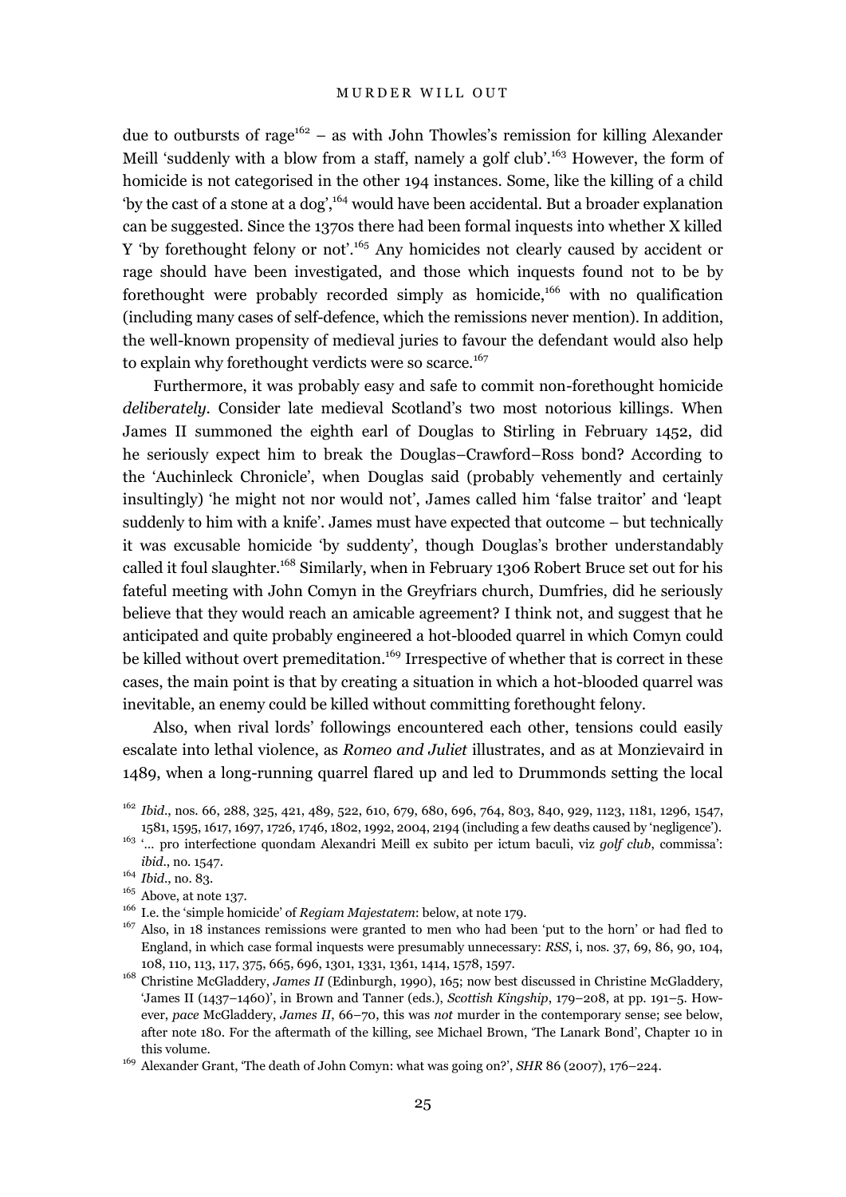due to outbursts of rage[162] – as with John Thowles's remission for killing Alexander Meill 'suddenly with a blow from a staff, namely a golf club'.[163] However, the form of homicide is not categorised in the other 194 instances. Some, like the killing of a child 'by the cast of a stone at a dog',[164] would have been accidental. But a broader explanation can be suggested. Since the 1370s there had been formal inquests into whether X killed Y 'by forethought felony or not'.[165] Any homicides not clearly caused by accident or rage should have been investigated, and those which inquests found not to be by forethought were probably recorded simply as homicide,[166] with no qualification (including many cases of self-defence, which the remissions never mention). In addition, the well-known propensity of medieval juries to favour the defendant would also help to explain why forethought verdicts were so scarce.[167]

Furthermore, it was probably easy and safe to commit non-forethought homicide *deliberately*. Consider late medieval Scotland's two most notorious killings. When James II summoned the eighth earl of Douglas to Stirling in February 1452, did he seriously expect him to break the Douglas–Crawford–Ross bond? According to the 'Auchinleck Chronicle', when Douglas said (probably vehemently and certainly insultingly) 'he might not nor would not', James called him 'false traitor' and 'leapt suddenly to him with a knife'. James must have expected that outcome – but technically it was excusable homicide 'by suddenty', though Douglas's brother understandably called it foul slaughter.[168] Similarly, when in February 1306 Robert Bruce set out for his fateful meeting with John Comyn in the Greyfriars church, Dumfries, did he seriously believe that they would reach an amicable agreement? I think not, and suggest that he anticipated and quite probably engineered a hot-blooded quarrel in which Comyn could be killed without overt premeditation.[169] Irrespective of whether that is correct in these cases, the main point is that by creating a situation in which a hot-blooded quarrel was inevitable, an enemy could be killed without committing forethought felony.

Also, when rival lords' followings encountered each other, tensions could easily escalate into lethal violence, as *Romeo and Juliet* illustrates, and as at Monzievaird in 1489, when a long-running quarrel flared up and led to Drummonds setting the local

---

[162] *Ibid.*, nos. 66, 288, 325, 421, 489, 522, 610, 679, 680, 696, 764, 803, 840, 929, 1123, 1181, 1296, 1547, 1581, 1595, 1617, 1697, 1726, 1746, 1802, 1992, 2004, 2194 (including a few deaths caused by 'negligence').

[163] '… pro interfectione quondam Alexandri Meill ex subito per ictum baculi, viz *golf club*, commissa': *ibid.*, no. 1547.

[164] *Ibid.*, no. 83.

[165] Above, at note 137.

[166] I.e. the 'simple homicide' of *Regiam Majestatem*: below, at note 179.

[167] Also, in 18 instances remissions were granted to men who had been 'put to the horn' or had fled to England, in which case formal inquests were presumably unnecessary: *RSS*, i, nos. 37, 69, 86, 90, 104, 108, 110, 113, 117, 375, 665, 696, 1301, 1331, 1361, 1414, 1578, 1597.

[168] Christine McGladdery, *James II* (Edinburgh, 1990), 165; now best discussed in Christine McGladdery, 'James II (1437–1460)', in Brown and Tanner (eds.), *Scottish Kingship*, 179–208, at pp. 191–5. However, *pace* McGladdery, *James II*, 66–70, this was *not* murder in the contemporary sense; see below, after note 180. For the aftermath of the killing, see Michael Brown, 'The Lanark Bond', Chapter 10 in this volume.

[169] Alexander Grant, 'The death of John Comyn: what was going on?', *SHR* 86 (2007), 176–224.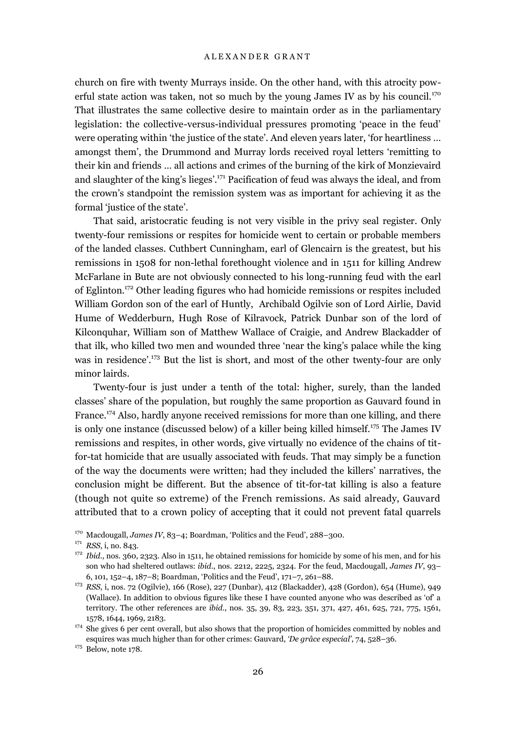church on fire with twenty Murrays inside. On the other hand, with this atrocity powerful state action was taken, not so much by the young James IV as by his council.[170] That illustrates the same collective desire to maintain order as in the parliamentary legislation: the collective-versus-individual pressures promoting 'peace in the feud' were operating within 'the justice of the state'. And eleven years later, 'for heartliness … amongst them', the Drummond and Murray lords received royal letters 'remitting to their kin and friends … all actions and crimes of the burning of the kirk of Monzievaird and slaughter of the king's lieges'.[171] Pacification of feud was always the ideal, and from the crown's standpoint the remission system was as important for achieving it as the formal 'justice of the state'.

That said, aristocratic feuding is not very visible in the privy seal register. Only twenty-four remissions or respites for homicide went to certain or probable members of the landed classes. Cuthbert Cunningham, earl of Glencairn is the greatest, but his remissions in 1508 for non-lethal forethought violence and in 1511 for killing Andrew McFarlane in Bute are not obviously connected to his long-running feud with the earl of Eglinton.[172] Other leading figures who had homicide remissions or respites included William Gordon son of the earl of Huntly, Archibald Ogilvie son of Lord Airlie, David Hume of Wedderburn, Hugh Rose of Kilravock, Patrick Dunbar son of the lord of Kilconquhar, William son of Matthew Wallace of Craigie, and Andrew Blackadder of that ilk, who killed two men and wounded three 'near the king's palace while the king was in residence'.[173] But the list is short, and most of the other twenty-four are only minor lairds.

Twenty-four is just under a tenth of the total: higher, surely, than the landed classes' share of the population, but roughly the same proportion as Gauvard found in France.[174] Also, hardly anyone received remissions for more than one killing, and there is only one instance (discussed below) of a killer being killed himself.[175] The James IV remissions and respites, in other words, give virtually no evidence of the chains of tit-for-tat homicide that are usually associated with feuds. That may simply be a function of the way the documents were written; had they included the killers' narratives, the conclusion might be different. But the absence of tit-for-tat killing is also a feature (though not quite so extreme) of the French remissions. As said already, Gauvard attributed that to a crown policy of accepting that it could not prevent fatal quarrels

[170] Macdougall, *James IV*, 83–4; Boardman, 'Politics and the Feud', 288–300.

[171] *RSS*, i, no. 843.

[172] *Ibid.*, nos. 360, 2323. Also in 1511, he obtained remissions for homicide by some of his men, and for his son who had sheltered outlaws: *ibid.*, nos. 2212, 2225, 2324. For the feud, Macdougall, *James IV*, 93–6, 101, 152–4, 187–8; Boardman, 'Politics and the Feud', 171–7, 261–88.

[173] *RSS*, i, nos. 72 (Ogilvie), 166 (Rose), 227 (Dunbar), 412 (Blackadder), 428 (Gordon), 654 (Hume), 949 (Wallace). In addition to obvious figures like these I have counted anyone who was described as 'of' a territory. The other references are *ibid.*, nos. 35, 39, 83, 223, 351, 371, 427, 461, 625, 721, 775, 1561, 1578, 1644, 1969, 2183.

[174] She gives 6 per cent overall, but also shows that the proportion of homicides committed by nobles and esquires was much higher than for other crimes: Gauvard, *'De grâce especial'*, 74, 528–36.

[175] Below, note 178.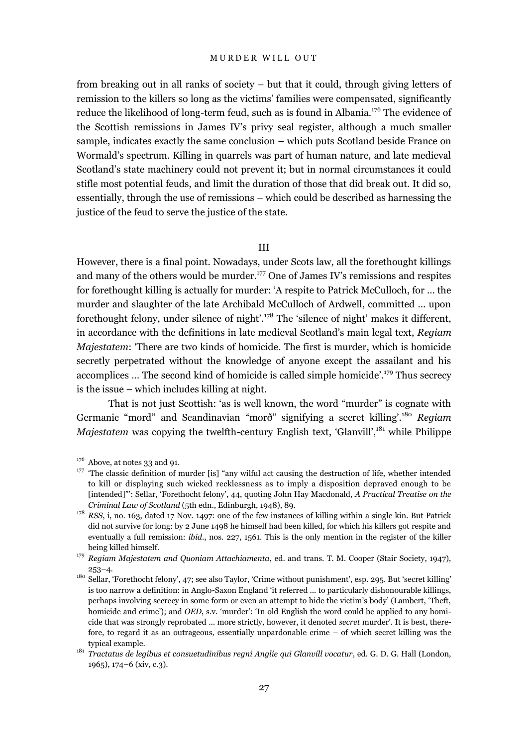from breaking out in all ranks of society – but that it could, through giving letters of remission to the killers so long as the victims' families were compensated, significantly reduce the likelihood of long-term feud, such as is found in Albania.[176] The evidence of the Scottish remissions in James IV's privy seal register, although a much smaller sample, indicates exactly the same conclusion – which puts Scotland beside France on Wormald's spectrum. Killing in quarrels was part of human nature, and late medieval Scotland's state machinery could not prevent it; but in normal circumstances it could stifle most potential feuds, and limit the duration of those that did break out. It did so, essentially, through the use of remissions – which could be described as harnessing the justice of the feud to serve the justice of the state.

## III

However, there is a final point. Nowadays, under Scots law, all the forethought killings and many of the others would be murder.[177] One of James IV's remissions and respites for forethought killing is actually for murder: 'A respite to Patrick McCulloch, for ... the murder and slaughter of the late Archibald McCulloch of Ardwell, committed ... upon forethought felony, under silence of night'.[178] The 'silence of night' makes it different, in accordance with the definitions in late medieval Scotland's main legal text, *Regiam Majestatem*: 'There are two kinds of homicide. The first is murder, which is homicide secretly perpetrated without the knowledge of anyone except the assailant and his accomplices ... The second kind of homicide is called simple homicide'.[179] Thus secrecy is the issue – which includes killing at night.

That is not just Scottish: 'as is well known, the word "murder" is cognate with Germanic "mord" and Scandinavian "morð" signifying a secret killing'.[180] *Regiam Majestatem* was copying the twelfth-century English text, 'Glanvill',[181] while Philippe

[176] Above, at notes 33 and 91.

[177] 'The classic definition of murder [is] "any wilful act causing the destruction of life, whether intended to kill or displaying such wicked recklessness as to imply a disposition depraved enough to be [intended]"': Sellar, 'Forethocht felony', 44, quoting John Hay Macdonald, *A Practical Treatise on the Criminal Law of Scotland* (5th edn., Edinburgh, 1948), 89.

[178] *RSS*, i, no. 163, dated 17 Nov. 1497: one of the few instances of killing within a single kin. But Patrick did not survive for long: by 2 June 1498 he himself had been killed, for which his killers got respite and eventually a full remission: *ibid*., nos. 227, 1561. This is the only mention in the register of the killer being killed himself.

[179] *Regiam Majestatem and Quoniam Attachiamenta*, ed. and trans. T. M. Cooper (Stair Society, 1947), 253–4.

[180] Sellar, 'Forethocht felony', 47; see also Taylor, 'Crime without punishment', esp. 295. But 'secret killing' is too narrow a definition: in Anglo-Saxon England 'it referred ... to particularly dishonourable killings, perhaps involving secrecy in some form or even an attempt to hide the victim's body' (Lambert, 'Theft, homicide and crime'); and *OED*, s.v. 'murder': 'In old English the word could be applied to any homicide that was strongly reprobated ... more strictly, however, it denoted *secret* murder'. It is best, therefore, to regard it as an outrageous, essentially unpardonable crime – of which secret killing was the typical example.

[181] *Tractatus de legibus et consuetudinibus regni Anglie qui Glanvill vocatur*, ed. G. D. G. Hall (London, 1965), 174–6 (xiv, c.3).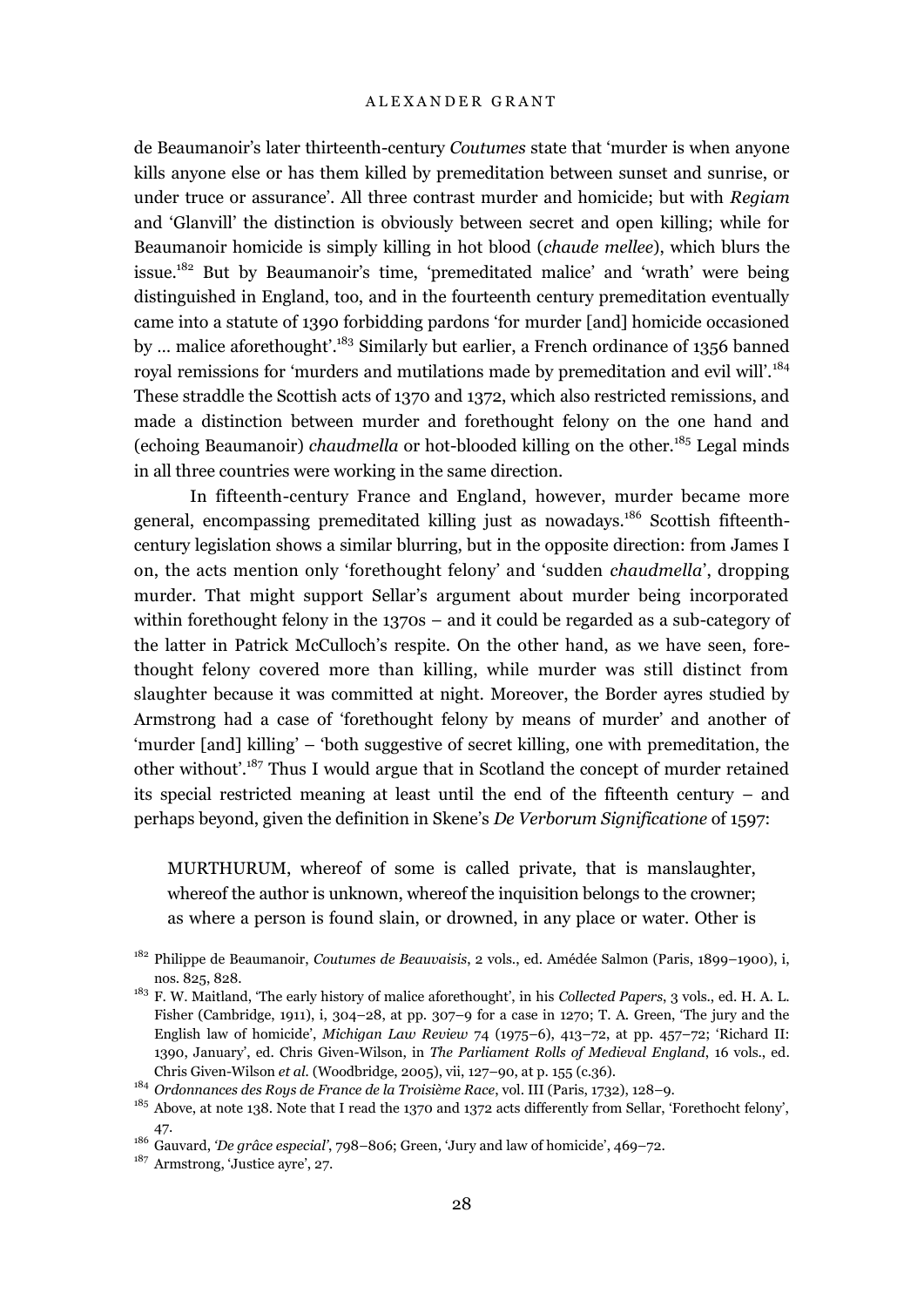de Beaumanoir's later thirteenth-century *Coutumes* state that 'murder is when anyone kills anyone else or has them killed by premeditation between sunset and sunrise, or under truce or assurance'. All three contrast murder and homicide; but with *Regiam* and 'Glanvill' the distinction is obviously between secret and open killing; while for Beaumanoir homicide is simply killing in hot blood (*chaude mellee*), which blurs the issue.[182] But by Beaumanoir's time, 'premeditated malice' and 'wrath' were being distinguished in England, too, and in the fourteenth century premeditation eventually came into a statute of 1390 forbidding pardons 'for murder [and] homicide occasioned by … malice aforethought'.[183] Similarly but earlier, a French ordinance of 1356 banned royal remissions for 'murders and mutilations made by premeditation and evil will'.[184] These straddle the Scottish acts of 1370 and 1372, which also restricted remissions, and made a distinction between murder and forethought felony on the one hand and (echoing Beaumanoir) *chaudmella* or hot-blooded killing on the other.[185] Legal minds in all three countries were working in the same direction.

In fifteenth-century France and England, however, murder became more general, encompassing premeditated killing just as nowadays.[186] Scottish fifteenth-century legislation shows a similar blurring, but in the opposite direction: from James I on, the acts mention only 'forethought felony' and 'sudden *chaudmella*', dropping murder. That might support Sellar's argument about murder being incorporated within forethought felony in the 1370s – and it could be regarded as a sub-category of the latter in Patrick McCulloch's respite. On the other hand, as we have seen, forethought felony covered more than killing, while murder was still distinct from slaughter because it was committed at night. Moreover, the Border ayres studied by Armstrong had a case of 'forethought felony by means of murder' and another of 'murder [and] killing' – 'both suggestive of secret killing, one with premeditation, the other without'.[187] Thus I would argue that in Scotland the concept of murder retained its special restricted meaning at least until the end of the fifteenth century – and perhaps beyond, given the definition in Skene's *De Verborum Significatione* of 1597:

> MURTHURUM, whereof of some is called private, that is manslaughter, whereof the author is unknown, whereof the inquisition belongs to the crowner; as where a person is found slain, or drowned, in any place or water. Other is

[182] Philippe de Beaumanoir, *Coutumes de Beauvaisis*, 2 vols., ed. Amédée Salmon (Paris, 1899–1900), i, nos. 825, 828.

[183] F. W. Maitland, 'The early history of malice aforethought', in his *Collected Papers*, 3 vols., ed. H. A. L. Fisher (Cambridge, 1911), i, 304–28, at pp. 307–9 for a case in 1270; T. A. Green, 'The jury and the English law of homicide', *Michigan Law Review* 74 (1975–6), 413–72, at pp. 457–72; 'Richard II: 1390, January', ed. Chris Given-Wilson, in *The Parliament Rolls of Medieval England*, 16 vols., ed. Chris Given-Wilson *et al.* (Woodbridge, 2005), vii, 127–90, at p. 155 (c.36).

[184] *Ordonnances des Roys de France de la Troisième Race*, vol. III (Paris, 1732), 128–9.

[185] Above, at note 138. Note that I read the 1370 and 1372 acts differently from Sellar, 'Forethocht felony', 47.

[186] Gauvard, *'De grâce especial'*, 798–806; Green, 'Jury and law of homicide', 469–72.

[187] Armstrong, 'Justice ayre', 27.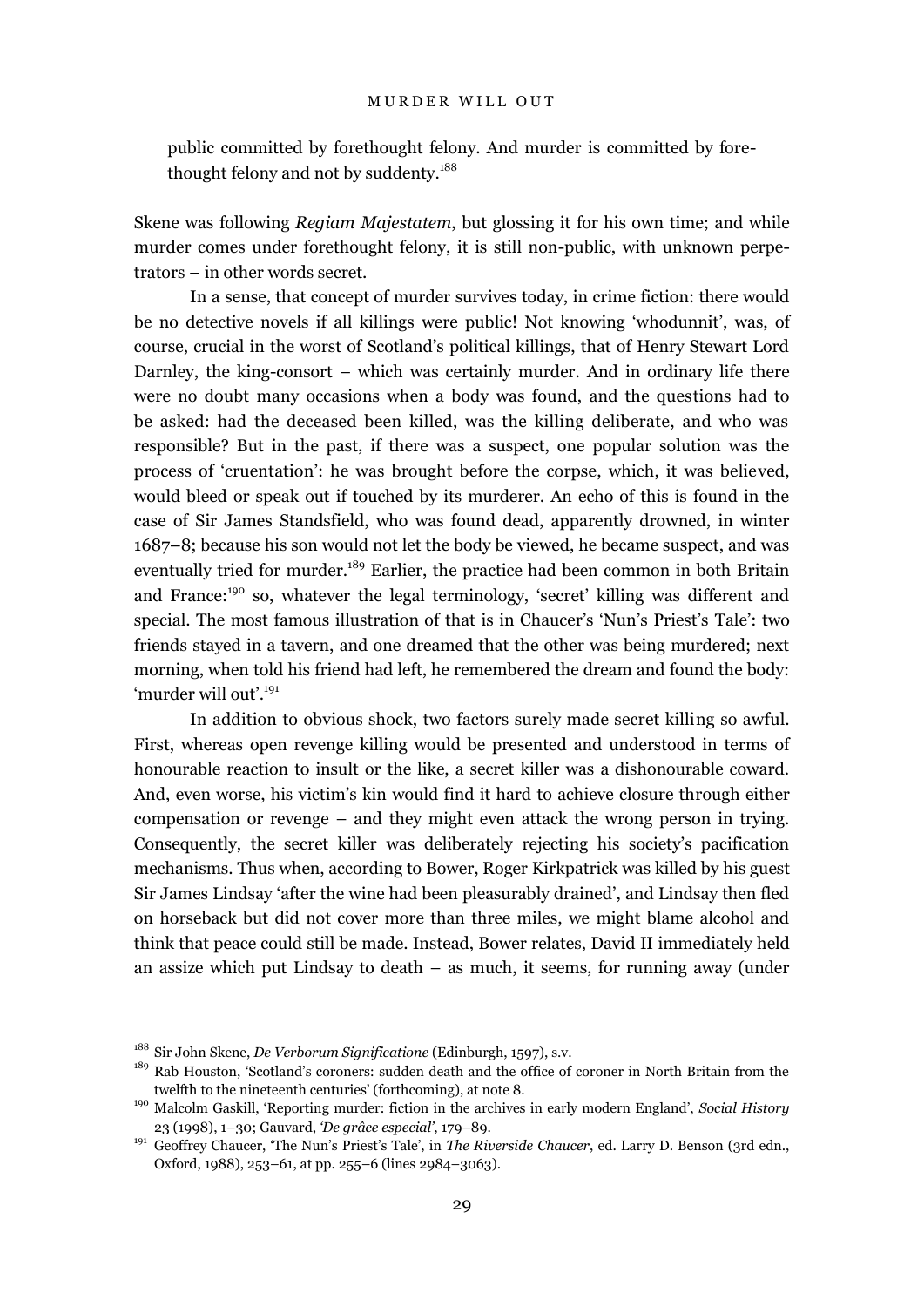public committed by forethought felony. And murder is committed by forethought felony and not by suddenty.[188]

Skene was following *Regiam Majestatem*, but glossing it for his own time; and while murder comes under forethought felony, it is still non-public, with unknown perpetrators – in other words secret.

In a sense, that concept of murder survives today, in crime fiction: there would be no detective novels if all killings were public! Not knowing 'whodunnit', was, of course, crucial in the worst of Scotland's political killings, that of Henry Stewart Lord Darnley, the king-consort – which was certainly murder. And in ordinary life there were no doubt many occasions when a body was found, and the questions had to be asked: had the deceased been killed, was the killing deliberate, and who was responsible? But in the past, if there was a suspect, one popular solution was the process of 'cruentation': he was brought before the corpse, which, it was believed, would bleed or speak out if touched by its murderer. An echo of this is found in the case of Sir James Standsfield, who was found dead, apparently drowned, in winter 1687–8; because his son would not let the body be viewed, he became suspect, and was eventually tried for murder.[189] Earlier, the practice had been common in both Britain and France:[190] so, whatever the legal terminology, 'secret' killing was different and special. The most famous illustration of that is in Chaucer's 'Nun's Priest's Tale': two friends stayed in a tavern, and one dreamed that the other was being murdered; next morning, when told his friend had left, he remembered the dream and found the body: 'murder will out'.[191]

In addition to obvious shock, two factors surely made secret killing so awful. First, whereas open revenge killing would be presented and understood in terms of honourable reaction to insult or the like, a secret killer was a dishonourable coward. And, even worse, his victim's kin would find it hard to achieve closure through either compensation or revenge – and they might even attack the wrong person in trying. Consequently, the secret killer was deliberately rejecting his society's pacification mechanisms. Thus when, according to Bower, Roger Kirkpatrick was killed by his guest Sir James Lindsay 'after the wine had been pleasurably drained', and Lindsay then fled on horseback but did not cover more than three miles, we might blame alcohol and think that peace could still be made. Instead, Bower relates, David II immediately held an assize which put Lindsay to death – as much, it seems, for running away (under

[188] Sir John Skene, *De Verborum Significatione* (Edinburgh, 1597), s.v.

[189] Rab Houston, 'Scotland's coroners: sudden death and the office of coroner in North Britain from the twelfth to the nineteenth centuries' (forthcoming), at note 8.

[190] Malcolm Gaskill, 'Reporting murder: fiction in the archives in early modern England', *Social History* 23 (1998), 1–30; Gauvard, *'De grâce especial'*, 179–89.

[191] Geoffrey Chaucer, 'The Nun's Priest's Tale', in *The Riverside Chaucer*, ed. Larry D. Benson (3rd edn., Oxford, 1988), 253–61, at pp. 255–6 (lines 2984–3063).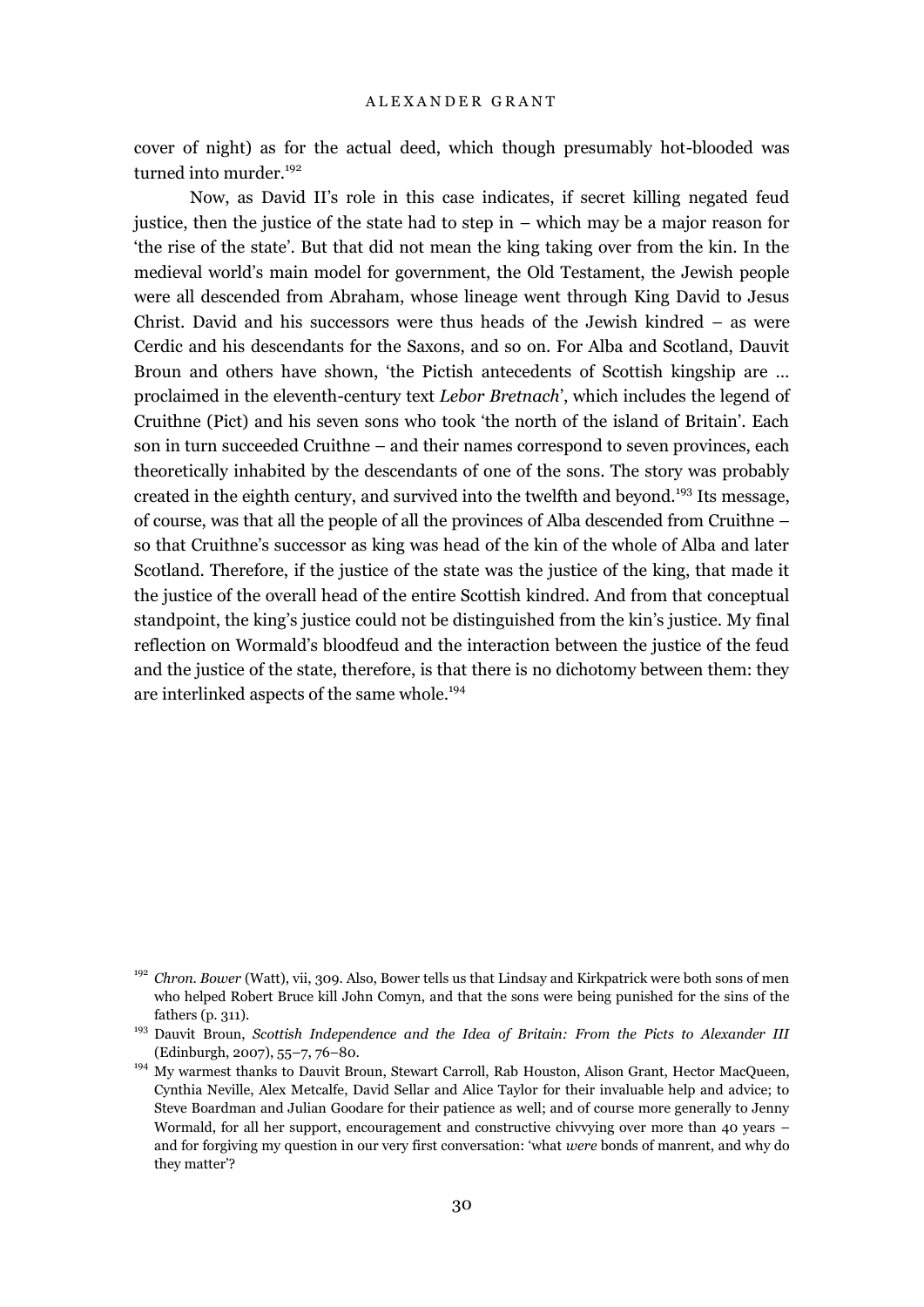cover of night) as for the actual deed, which though presumably hot-blooded was turned into murder.[192]

Now, as David II's role in this case indicates, if secret killing negated feud justice, then the justice of the state had to step in – which may be a major reason for 'the rise of the state'. But that did not mean the king taking over from the kin. In the medieval world's main model for government, the Old Testament, the Jewish people were all descended from Abraham, whose lineage went through King David to Jesus Christ. David and his successors were thus heads of the Jewish kindred – as were Cerdic and his descendants for the Saxons, and so on. For Alba and Scotland, Dauvit Broun and others have shown, 'the Pictish antecedents of Scottish kingship are … proclaimed in the eleventh-century text *Lebor Bretnach*', which includes the legend of Cruithne (Pict) and his seven sons who took 'the north of the island of Britain'. Each son in turn succeeded Cruithne – and their names correspond to seven provinces, each theoretically inhabited by the descendants of one of the sons. The story was probably created in the eighth century, and survived into the twelfth and beyond.[193] Its message, of course, was that all the people of all the provinces of Alba descended from Cruithne – so that Cruithne's successor as king was head of the kin of the whole of Alba and later Scotland. Therefore, if the justice of the state was the justice of the king, that made it the justice of the overall head of the entire Scottish kindred. And from that conceptual standpoint, the king's justice could not be distinguished from the kin's justice. My final reflection on Wormald's bloodfeud and the interaction between the justice of the feud and the justice of the state, therefore, is that there is no dichotomy between them: they are interlinked aspects of the same whole.[194]

---

[192] *Chron. Bower* (Watt), vii, 309. Also, Bower tells us that Lindsay and Kirkpatrick were both sons of men who helped Robert Bruce kill John Comyn, and that the sons were being punished for the sins of the fathers (p. 311).

[193] Dauvit Broun, *Scottish Independence and the Idea of Britain: From the Picts to Alexander III* (Edinburgh, 2007), 55–7, 76–80.

[194] My warmest thanks to Dauvit Broun, Stewart Carroll, Rab Houston, Alison Grant, Hector MacQueen, Cynthia Neville, Alex Metcalfe, David Sellar and Alice Taylor for their invaluable help and advice; to Steve Boardman and Julian Goodare for their patience as well; and of course more generally to Jenny Wormald, for all her support, encouragement and constructive chivvying over more than 40 years – and for forgiving my question in our very first conversation: 'what *were* bonds of manrent, and why do they matter'?